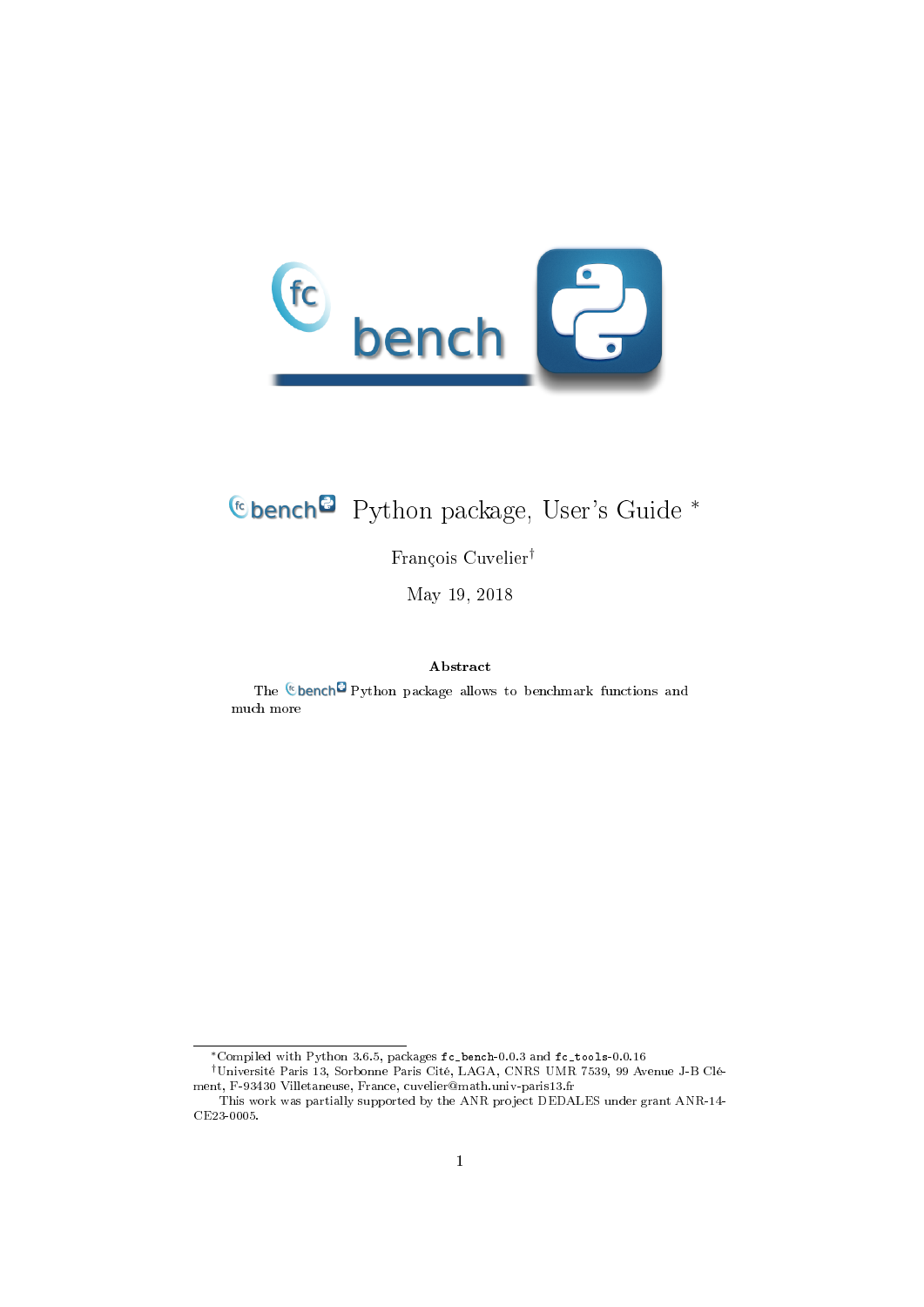# fc bench Python package, User's Guide *

François Cuvelier[†]

May 19, 2018

**Abstract**

The fc bench Python package allows to benchmark functions and much more

---

*Compiled with Python 3.6.5, packages `fc_bench`-0.0.3 and `fc_tools`-0.0.16

[†]Université Paris 13, Sorbonne Paris Cité, LAGA, CNRS UMR 7539, 99 Avenue J-B Clément, F-93430 Villetaneuse, France, cuvelier@math.univ-paris13.fr

This work was partially supported by the ANR project DEDALES under grant ANR-14-CE23-0005.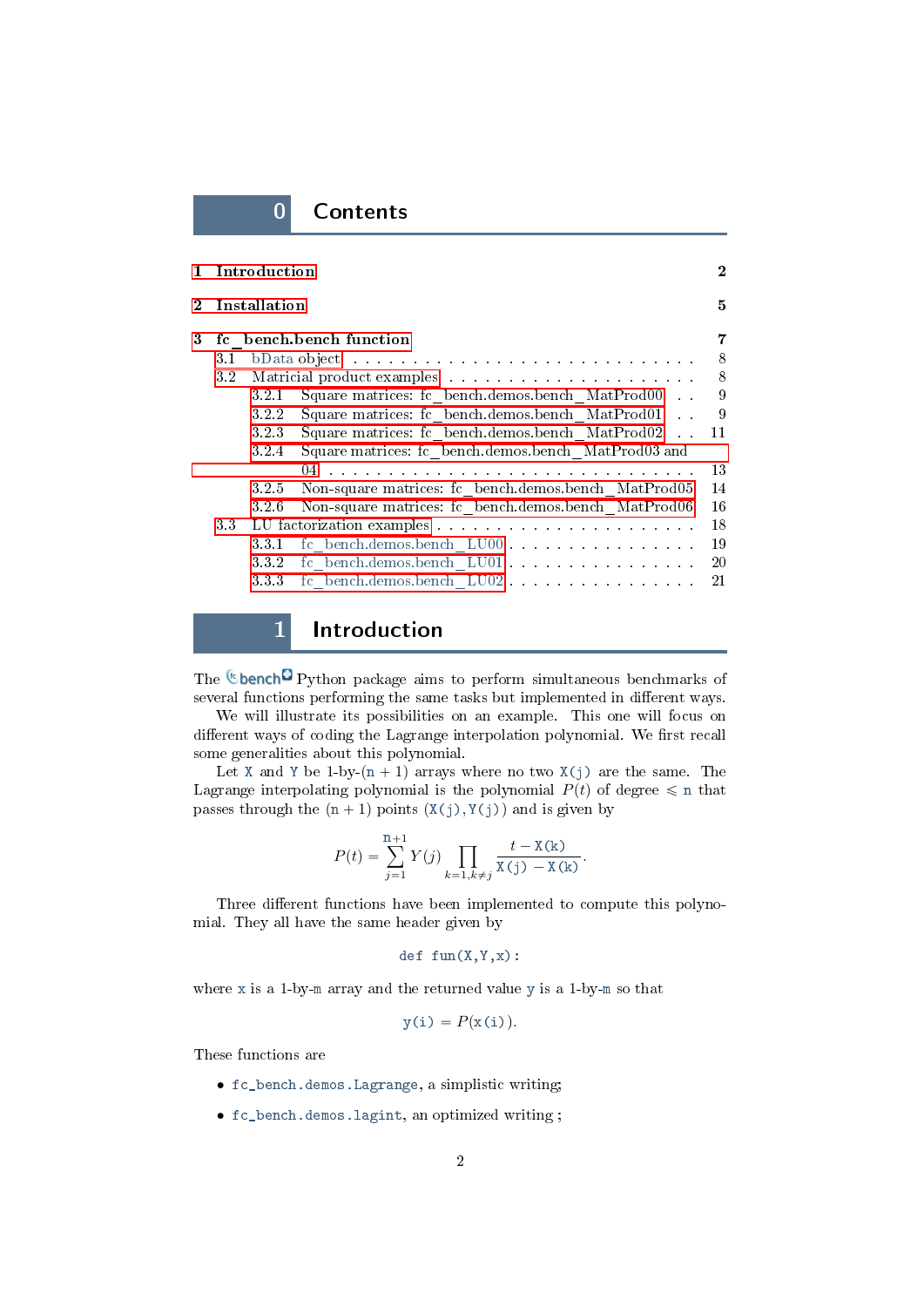# 0 Contents

1 Introduction ... 2

2 Installation ... 5

3 fc_bench.bench function ... 7
- 3.1 bData object ... 8
- 3.2 Matricial product examples ... 8
  - 3.2.1 Square matrices: fc_bench.demos.bench_MatProd00 ... 9
  - 3.2.2 Square matrices: fc_bench.demos.bench_MatProd01 ... 9
  - 3.2.3 Square matrices: fc_bench.demos.bench_MatProd02 ... 11
  - 3.2.4 Square matrices: fc_bench.demos.bench_MatProd03 and 04 ... 13
  - 3.2.5 Non-square matrices: fc_bench.demos.bench_MatProd05 ... 14
  - 3.2.6 Non-square matrices: fc_bench.demos.bench_MatProd06 ... 16
- 3.3 LU factorization examples ... 18
  - 3.3.1 fc_bench.demos.bench_LU00 ... 19
  - 3.3.2 fc_bench.demos.bench_LU01 ... 20
  - 3.3.3 fc_bench.demos.bench_LU02 ... 21

# 1 Introduction

The fc-bench Python package aims to perform simultaneous benchmarks of several functions performing the same tasks but implemented in different ways.

We will illustrate its possibilities on an example. This one will focus on different ways of coding the Lagrange interpolation polynomial. We first recall some generalities about this polynomial.

Let X and Y be 1-by-$(\mathtt{n}+1)$ arrays where no two X(j) are the same. The Lagrange interpolating polynomial is the polynomial $P(t)$ of degree $\leqslant \mathtt{n}$ that passes through the $(\mathtt{n}+1)$ points (X(j),Y(j)) and is given by

$$P(t) = \sum_{j=1}^{\mathtt{n}+1} Y(j) \prod_{k=1, k\neq j} \frac{t - \mathtt{X(k)}}{\mathtt{X(j)} - \mathtt{X(k)}}.$$

Three different functions have been implemented to compute this polynomial. They all have the same header given by

```
def fun(X,Y,x):
```

where x is a 1-by-m array and the returned value y is a 1-by-m so that

$$\mathtt{y(i)} = P(\mathtt{x(i)}).$$

These functions are

- `fc_bench.demos.Lagrange`, a simplistic writing;
- `fc_bench.demos.lagint`, an optimized writing ;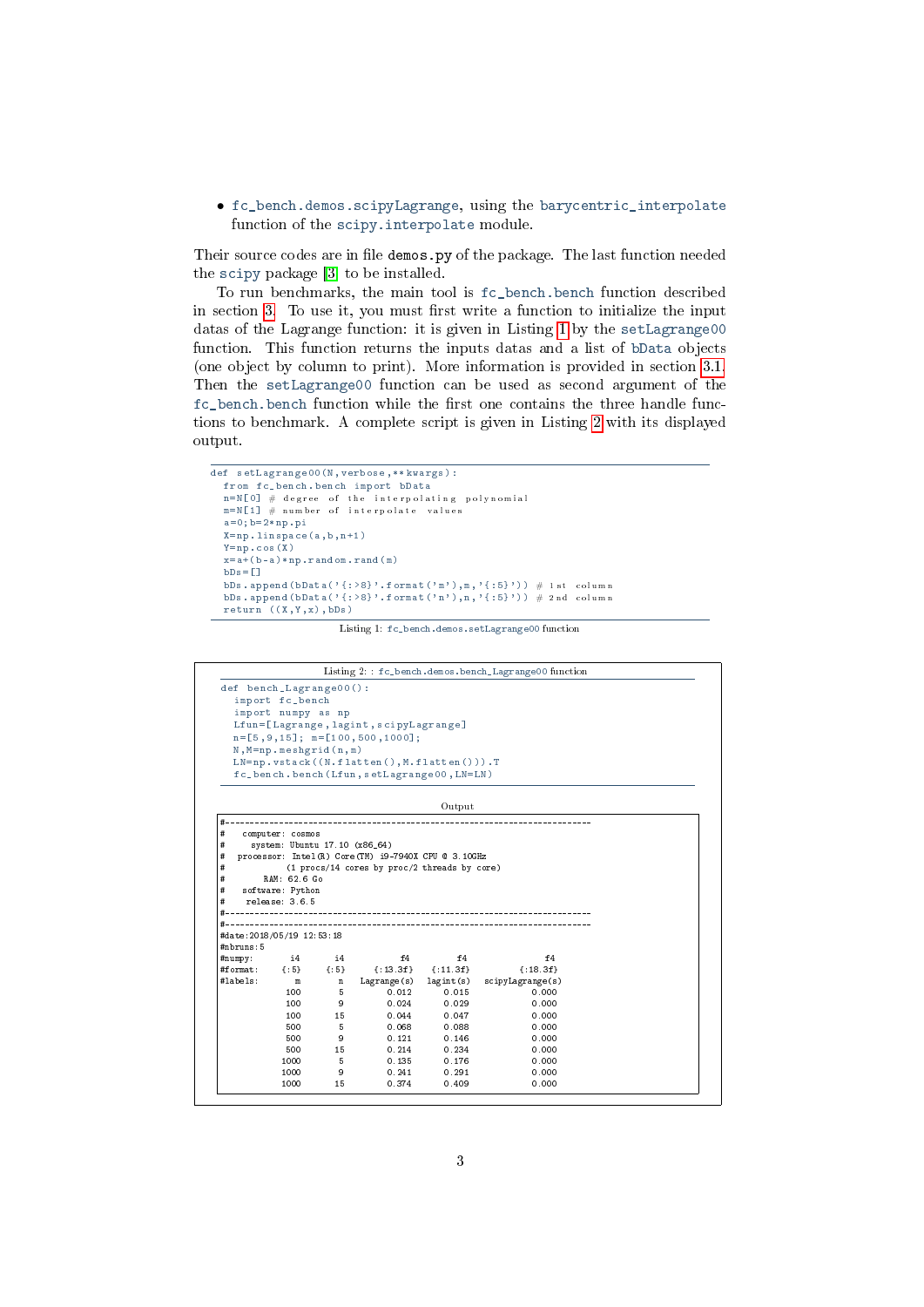- fc_bench.demos.scipyLagrange, using the barycentric_interpolate function of the scipy.interpolate module.

Their source codes are in file demos.py of the package. The last function needed the scipy package [3] to be installed.

To run benchmarks, the main tool is fc_bench.bench function described in section 3. To use it, you must first write a function to initialize the input datas of the Lagrange function: it is given in Listing 1 by the setLagrange00 function. This function returns the inputs datas and a list of bData objects (one object by column to print). More information is provided in section 3.1. Then the setLagrange00 function can be used as second argument of the fc_bench.bench function while the first one contains the three handle functions to benchmark. A complete script is given in Listing 2 with its displayed output.

```
def setLagrange00(N,verbose,**kwargs):
  from fc_bench.bench import bData
  n=N[0] # degree of the interpolating polynomial
  m=N[1] # number of interpolate values
  a=0;b=2*np.pi
  X=np.linspace(a,b,n+1)
  Y=np.cos(X)
  x=a+(b-a)*np.random.rand(m)
  bDs=[]
  bDs.append(bData('{:>8}'.format('m'),m,'{:5}')) # 1st column
  bDs.append(bData('{:>8}'.format('n'),n,'{:5}')) # 2nd column
  return ((X,Y,x),bDs)
```

Listing 1: fc_bench.demos.setLagrange00 function

Listing 2: : fc_bench.demos.bench_Lagrange00 function

```
def bench_Lagrange00():
  import fc_bench
  import numpy as np
  Lfun=[Lagrange,lagint,scipyLagrange]
  n=[5,9,15]; m=[100,500,1000];
  N,M=np.meshgrid(n,m)
  LN=np.vstack((N.flatten(),M.flatten())).T
  fc_bench.bench(Lfun,setLagrange00,LN=LN)
```

Output

```
#---------------------------------------------------------------------------
#   computer: cosmos
#     system: Ubuntu 17.10 (x86_64)
#  processor: Intel(R) Core(TM) i9-7940X CPU @ 3.10GHz
#             (1 procs/14 cores by proc/2 threads by core)
#        RAM: 62.6 Go
#   software: Python
#    release: 3.6.5
#---------------------------------------------------------------------------
#---------------------------------------------------------------------------
#date:2018/05/19 12:53:18
#nbruns:5
#numpy:        i4      i4           f4          f4                f4
#format:     {:5}    {:5}      {:13.3f}    {:11.3f}          {:18.3f}
#labels:        m       n  Lagrange(s)  lagint(s)  scipyLagrange(s)
              100       5        0.012       0.015             0.000
              100       9        0.024       0.029             0.000
              100      15        0.044       0.047             0.000
              500       5        0.068       0.088             0.000
              500       9        0.121       0.146             0.000
              500      15        0.214       0.234             0.000
             1000       5        0.135       0.176             0.000
             1000       9        0.241       0.291             0.000
             1000      15        0.374       0.409             0.000
```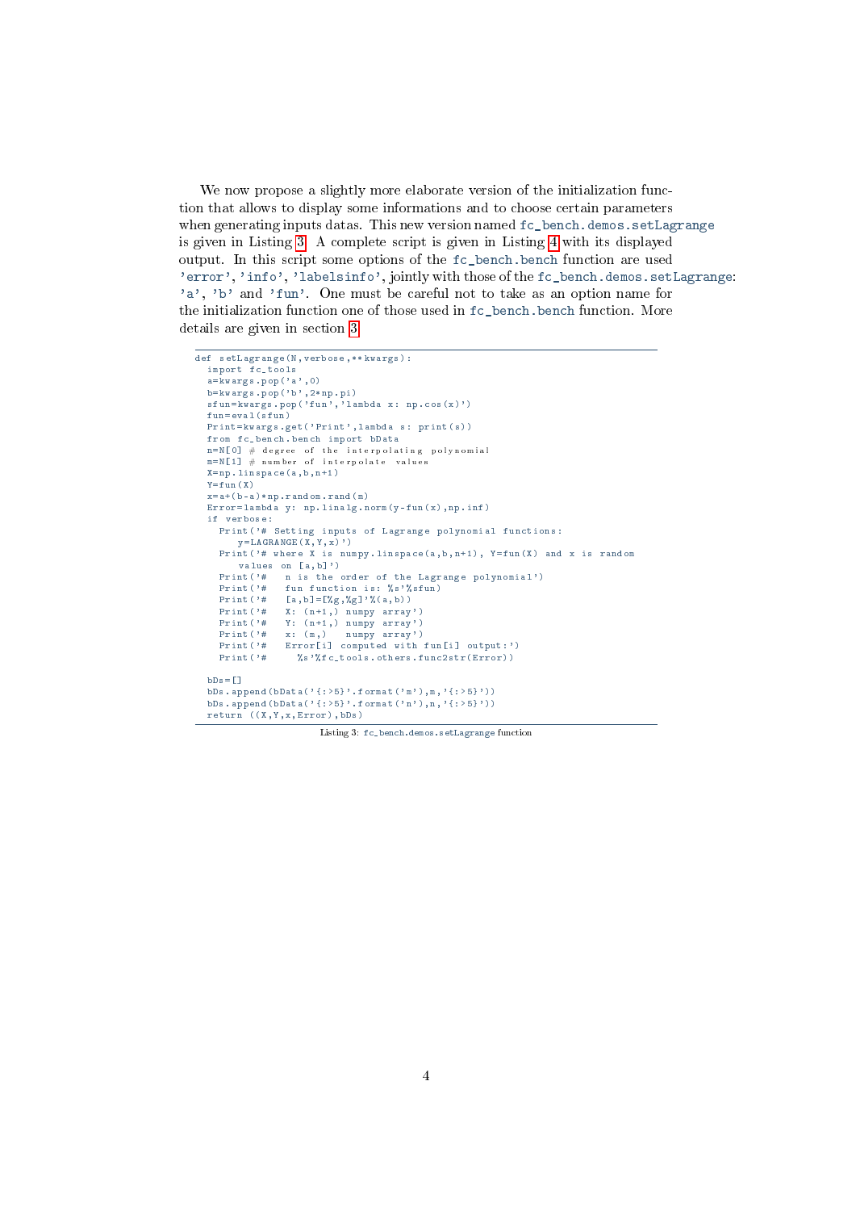We now propose a slightly more elaborate version of the initialization function that allows to display some informations and to choose certain parameters when generating inputs datas. This new version named `fc_bench.demos.setLagrange` is given in Listing 3. A complete script is given in Listing 4 with its displayed output. In this script some options of the `fc_bench.bench` function are used `'error'`, `'info'`, `'labelsinfo'`, jointly with those of the `fc_bench.demos.setLagrange`: `'a'`, `'b'` and `'fun'`. One must be careful not to take as an option name for the initialization function one of those used in `fc_bench.bench` function. More details are given in section 3.

```
def setLagrange(N,verbose,**kwargs):
  import fc_tools
  a=kwargs.pop('a',0)
  b=kwargs.pop('b',2*np.pi)
  sfun=kwargs.pop('fun','lambda x: np.cos(x)')
  fun=eval(sfun)
  Print=kwargs.get('Print',lambda s: print(s))
  from fc_bench.bench import bData
  n=N[0] # degree of the interpolating polynomial
  m=N[1] # number of interpolate values
  X=np.linspace(a,b,n+1)
  Y=fun(X)
  x=a+(b-a)*np.random.rand(m)
  Error=lambda y: np.linalg.norm(y-fun(x),np.inf)
  if verbose:
    Print('# Setting inputs of Lagrange polynomial functions:
        y=LAGRANGE(X,Y,x)')
    Print('# where X is numpy.linspace(a,b,n+1), Y=fun(X) and x is random
        values on [a,b]')
    Print('#   n is the order of the Lagrange polynomial')
    Print('#   fun function is: %s'%sfun)
    Print('#   [a,b]=[%g,%g]'%(a,b))
    Print('#   X: (n+1,) numpy array')
    Print('#   Y: (n+1,) numpy array')
    Print('#   x: (m,)   numpy array')
    Print('#   Error[i] computed with fun[i] output:')
    Print('#     %s'%fc_tools.others.func2str(Error))

  bDs=[]
  bDs.append(bData('{:>5}'.format('m'),m,'{:>5}'))
  bDs.append(bData('{:>5}'.format('n'),n,'{:>5}'))
  return ((X,Y,x,Error),bDs)
```

Listing 3: `fc_bench.demos.setLagrange` function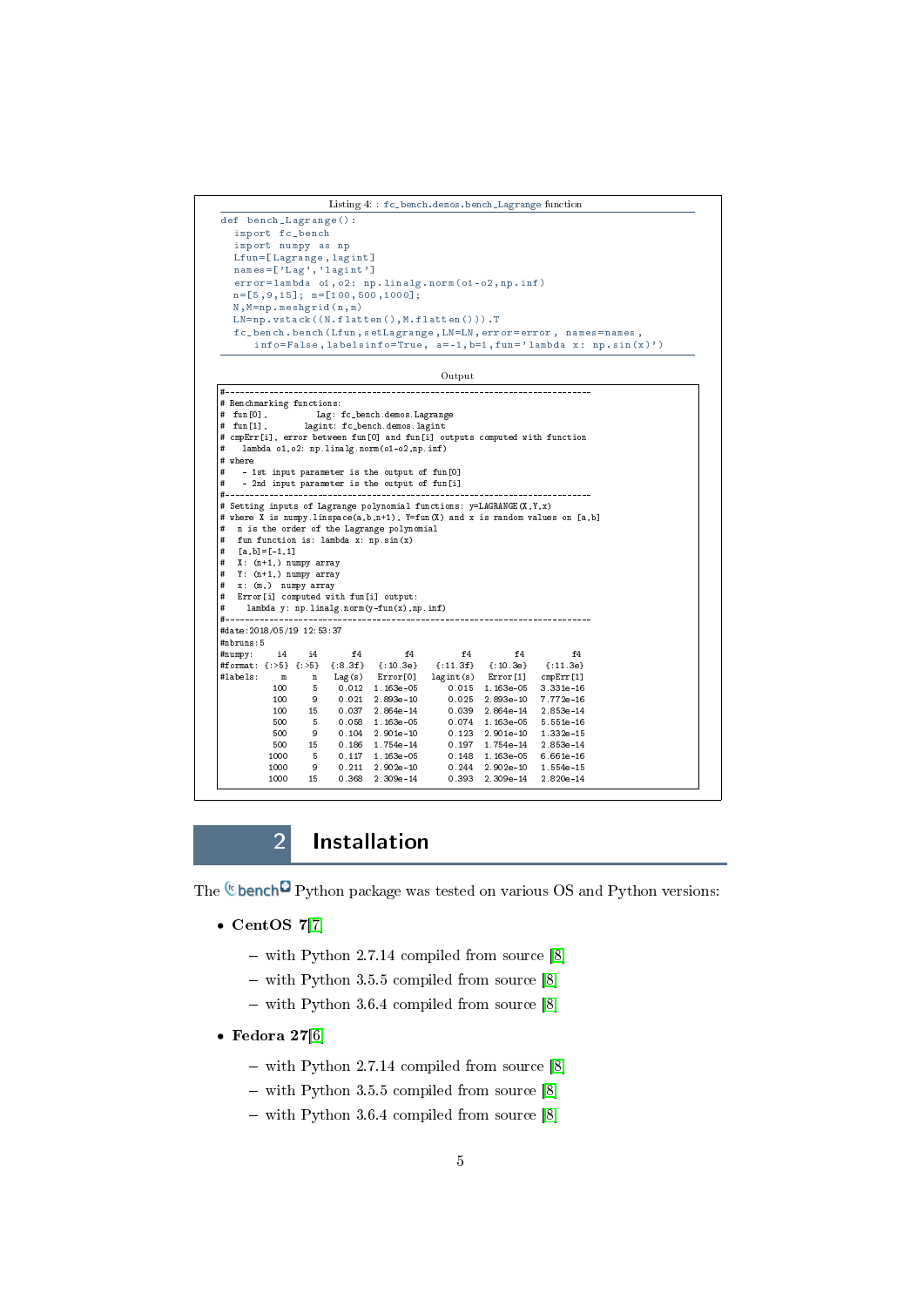Listing 4: : fc_bench.demos.bench_Lagrange function

```python
def bench_Lagrange():
  import fc_bench
  import numpy as np
  Lfun=[Lagrange,lagint]
  names=['Lag','lagint']
  error=lambda o1,o2: np.linalg.norm(o1-o2,np.inf)
  n=[5,9,15]; m=[100,500,1000];
  N,M=np.meshgrid(n,m)
  LN=np.vstack((N.flatten(),M.flatten())).T
  fc_bench.bench(Lfun,setLagrange,LN=LN,error=error, names=names,
     info=False,labelsinfo=True, a=-1,b=1,fun='lambda x: np.sin(x)')
```

Output

```
#------------------------------------------------------------------------------
# Benchmarking functions:
# fun[0],          Lag: fc_bench.demos.Lagrange
# fun[1],       lagint: fc_bench.demos.lagint
# cmpErr[i], error between fun[0] and fun[i] outputs computed with function
#    lambda o1,o2: np.linalg.norm(o1-o2,np.inf)
# where
#    - 1st input parameter is the output of fun[0]
#    - 2nd input parameter is the output of fun[i]
#------------------------------------------------------------------------------
# Setting inputs of Lagrange polynomial functions: y=LAGRANGE(X,Y,x)
# where X is numpy.linspace(a,b,n+1), Y=fun(X) and x is random values on [a,b]
#   n is the order of the Lagrange polynomial
#   fun function is: lambda x: np.sin(x)
#   [a,b]=[-1,1]
#   X: (n+1,) numpy array
#   Y: (n+1,) numpy array
#   x: (m,) numpy array
#   Error[i] computed with fun[i] output:
#     lambda y: np.linalg.norm(y-fun(x),np.inf)
#------------------------------------------------------------------------------
#date:2018/05/19 12:53:37
#nbruns:5
#numpy:    i4    i4       f4         f4          f4         f4          f4
#format: {:>5} {:>5}  {:8.3f}   {:10.3e}    {:11.3f}   {:10.3e}    {:11.3e}
#labels:    m     n    Lag(s)   Error[0]   lagint(s)   Error[1]    cmpErr[1]
          100     5     0.012  1.163e-05       0.015  1.163e-05   3.331e-16
          100     9     0.021  2.893e-10       0.025  2.893e-10   7.772e-16
          100    15     0.037  2.864e-14       0.039  2.864e-14   2.853e-14
          500     5     0.058  1.163e-05       0.074  1.163e-05   5.551e-16
          500     9     0.104  2.901e-10       0.123  2.901e-10   1.332e-15
          500    15     0.186  1.754e-14       0.197  1.754e-14   2.853e-14
         1000     5     0.117  1.163e-05       0.148  1.163e-05   6.661e-16
         1000     9     0.211  2.902e-10       0.244  2.902e-10   1.554e-15
         1000    15     0.368  2.309e-14       0.393  2.309e-14   2.820e-14
```

## 2 Installation

The fc-bench Python package was tested on various OS and Python versions:

- **CentOS 7**[7]
  - with Python 2.7.14 compiled from source [8]
  - with Python 3.5.5 compiled from source [8]
  - with Python 3.6.4 compiled from source [8]
- **Fedora 27**[6]
  - with Python 2.7.14 compiled from source [8]
  - with Python 3.5.5 compiled from source [8]
  - with Python 3.6.4 compiled from source [8]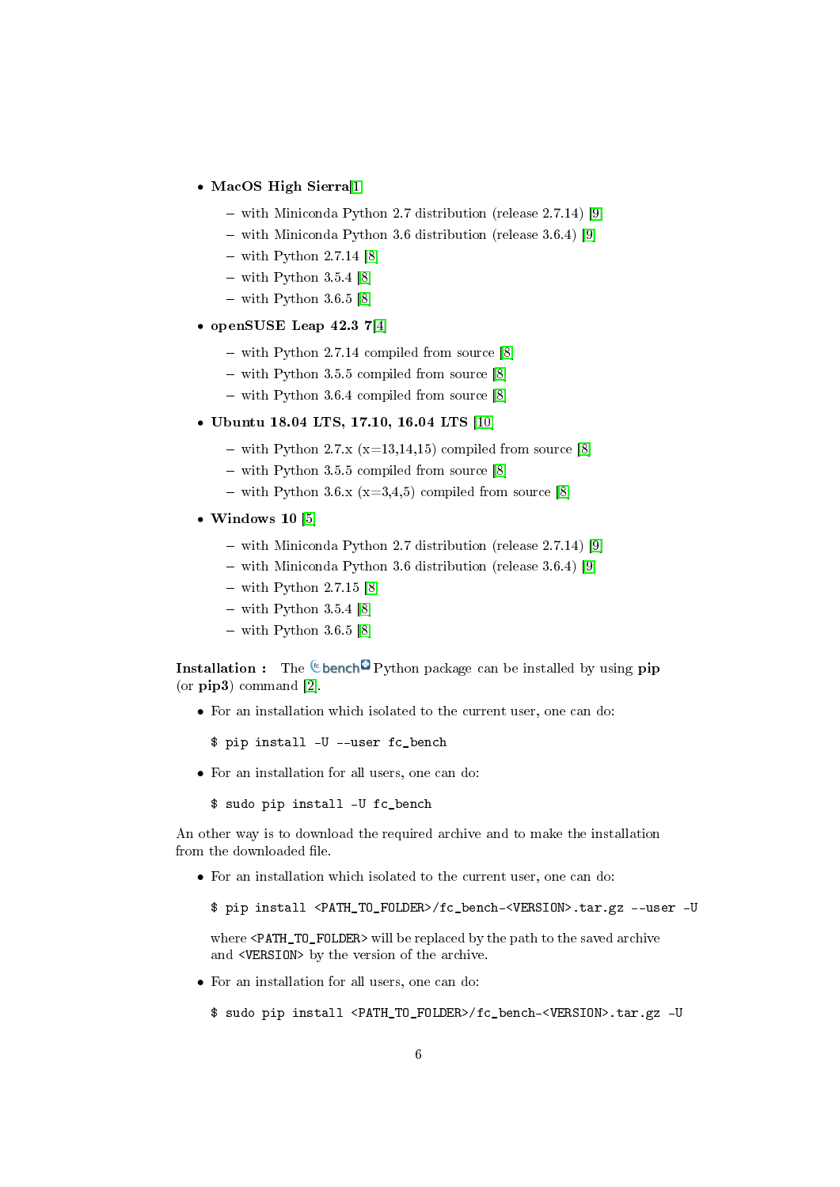- **MacOS High Sierra**[1]
  - with Miniconda Python 2.7 distribution (release 2.7.14) [9]
  - with Miniconda Python 3.6 distribution (release 3.6.4) [9]
  - with Python 2.7.14 [8]
  - with Python 3.5.4 [8]
  - with Python 3.6.5 [8]
- **openSUSE Leap 42.3 7**[4]
  - with Python 2.7.14 compiled from source [8]
  - with Python 3.5.5 compiled from source [8]
  - with Python 3.6.4 compiled from source [8]
- **Ubuntu 18.04 LTS, 17.10, 16.04 LTS** [10]
  - with Python 2.7.x (x=13,14,15) compiled from source [8]
  - with Python 3.5.5 compiled from source [8]
  - with Python 3.6.x (x=3,4,5) compiled from source [8]
- **Windows 10** [5]
  - with Miniconda Python 2.7 distribution (release 2.7.14) [9]
  - with Miniconda Python 3.6 distribution (release 3.6.4) [9]
  - with Python 2.7.15 [8]
  - with Python 3.5.4 [8]
  - with Python 3.6.5 [8]

**Installation :** The fc bench Python package can be installed by using **pip** (or **pip3**) command [2].

- For an installation which isolated to the current user, one can do:

```
$ pip install -U --user fc_bench
```

- For an installation for all users, one can do:

```
$ sudo pip install -U fc_bench
```

An other way is to download the required archive and to make the installation from the downloaded file.

- For an installation which isolated to the current user, one can do:

```
$ pip install <PATH_TO_FOLDER>/fc_bench-<VERSION>.tar.gz --user -U
```

  where `<PATH_TO_FOLDER>` will be replaced by the path to the saved archive and `<VERSION>` by the version of the archive.

- For an installation for all users, one can do:

```
$ sudo pip install <PATH_TO_FOLDER>/fc_bench-<VERSION>.tar.gz -U
```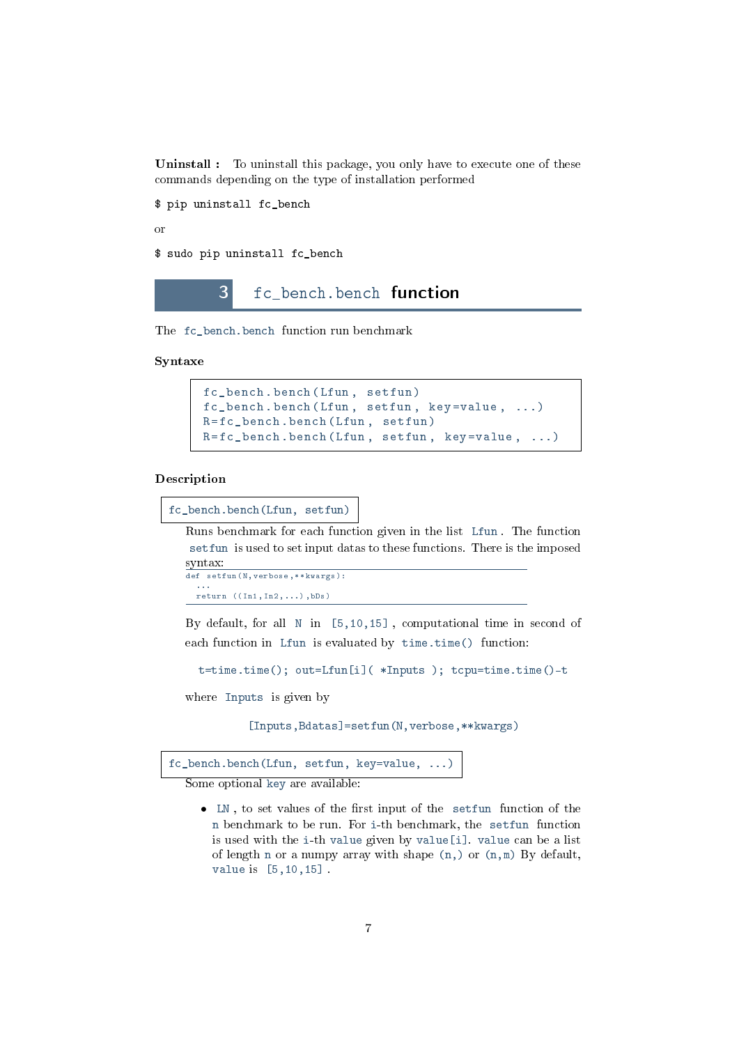**Uninstall :** To uninstall this package, you only have to execute one of these commands depending on the type of installation performed

```
$ pip uninstall fc_bench
```

or

```
$ sudo pip uninstall fc_bench
```

# 3 `fc_bench.bench` function

The `fc_bench.bench` function run benchmark

### Syntaxe

```
fc_bench.bench(Lfun, setfun)
fc_bench.bench(Lfun, setfun, key=value, ...)
R=fc_bench.bench(Lfun, setfun)
R=fc_bench.bench(Lfun, setfun, key=value, ...)
```

### Description

`fc_bench.bench(Lfun, setfun)`

Runs benchmark for each function given in the list `Lfun`. The function `setfun` is used to set input datas to these functions. There is the imposed syntax:

```
def setfun(N,verbose,**kwargs):
  ...
  return ((In1,In2,...),bDs)
```

By default, for all `N` in `[5,10,15]`, computational time in second of each function in `Lfun` is evaluated by `time.time()` function:

```
t=time.time(); out=Lfun[i]( *Inputs ); tcpu=time.time()-t
```

where `Inputs` is given by

```
[Inputs,Bdatas]=setfun(N,verbose,**kwargs)
```

`fc_bench.bench(Lfun, setfun, key=value, ...)`

Some optional `key` are available:

- `LN`, to set values of the first input of the `setfun` function of the `n` benchmark to be run. For `i`-th benchmark, the `setfun` function is used with the `i`-th `value` given by `value[i]`. `value` can be a list of length `n` or a numpy array with shape `(n,)` or `(n,m)` By default, `value` is `[5,10,15]`.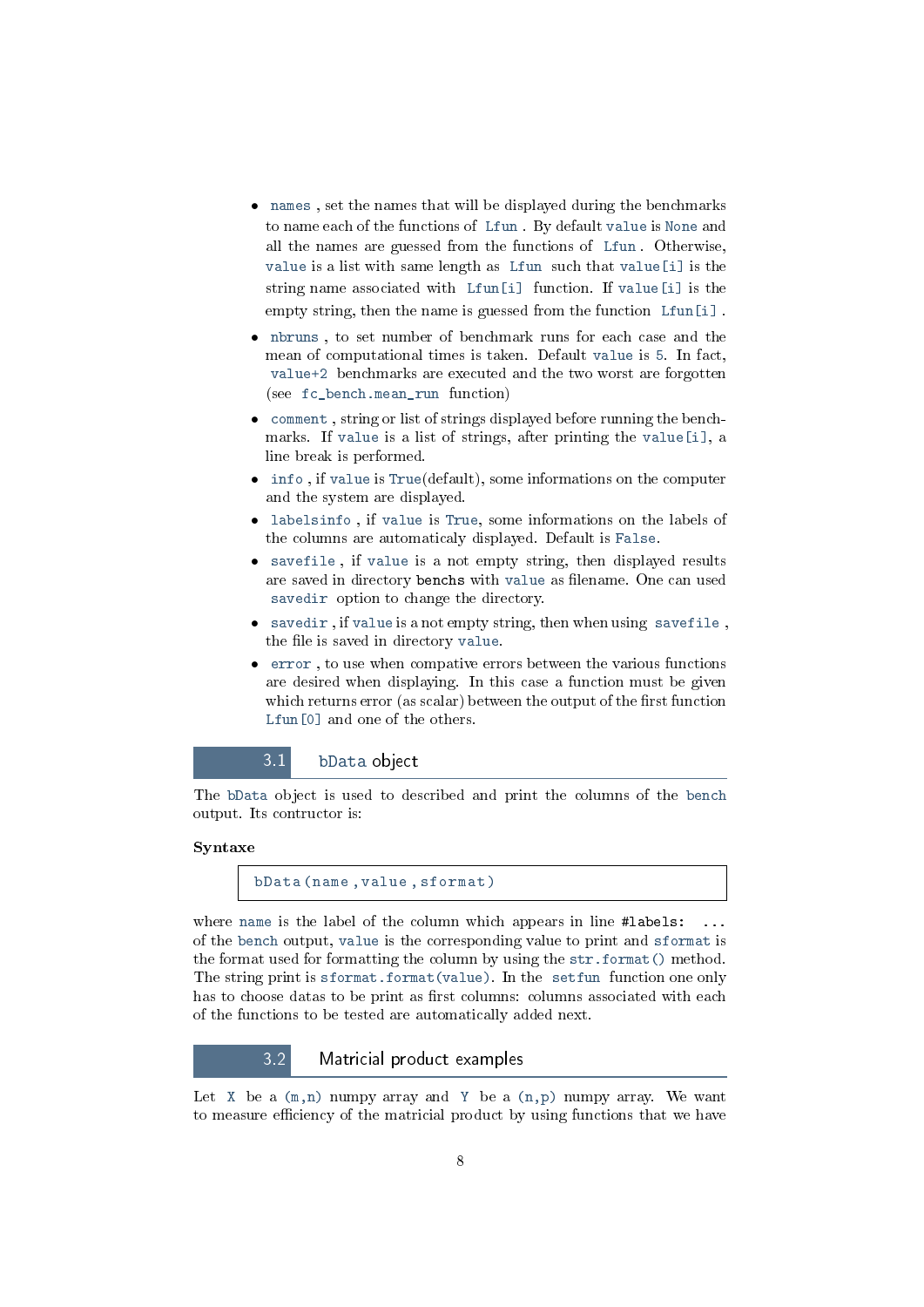- `names` , set the names that will be displayed during the benchmarks to name each of the functions of `Lfun` . By default `value` is `None` and all the names are guessed from the functions of `Lfun` . Otherwise, `value` is a list with same length as `Lfun` such that `value[i]` is the string name associated with `Lfun[i]` function. If `value[i]` is the empty string, then the name is guessed from the function `Lfun[i]` .
- `nbruns` , to set number of benchmark runs for each case and the mean of computational times is taken. Default `value` is `5`. In fact, `value+2` benchmarks are executed and the two worst are forgotten (see `fc_bench.mean_run` function)
- `comment` , string or list of strings displayed before running the benchmarks. If `value` is a list of strings, after printing the `value[i]`, a line break is performed.
- `info` , if `value` is `True`(default), some informations on the computer and the system are displayed.
- `labelsinfo` , if `value` is `True`, some informations on the labels of the columns are automaticaly displayed. Default is `False`.
- `savefile` , if `value` is a not empty string, then displayed results are saved in directory `benchs` with `value` as filename. One can used `savedir` option to change the directory.
- `savedir` , if `value` is a not empty string, then when using `savefile` , the file is saved in directory `value`.
- `error` , to use when compative errors between the various functions are desired when displaying. In this case a function must be given which returns error (as scalar) between the output of the first function `Lfun[0]` and one of the others.

## 3.1 `bData` object

The `bData` object is used to described and print the columns of the `bench` output. Its contructor is:

**Syntaxe**

```
bData(name,value,sformat)
```

where `name` is the label of the column which appears in line `#labels: ...` of the `bench` output, `value` is the corresponding value to print and `sformat` is the format used for formatting the column by using the `str.format()` method. The string print is `sformat.format(value)`. In the `setfun` function one only has to choose datas to be print as first columns: columns associated with each of the functions to be tested are automatically added next.

## 3.2 Matricial product examples

Let `X` be a `(m,n)` numpy array and `Y` be a `(n,p)` numpy array. We want to measure efficiency of the matricial product by using functions that we have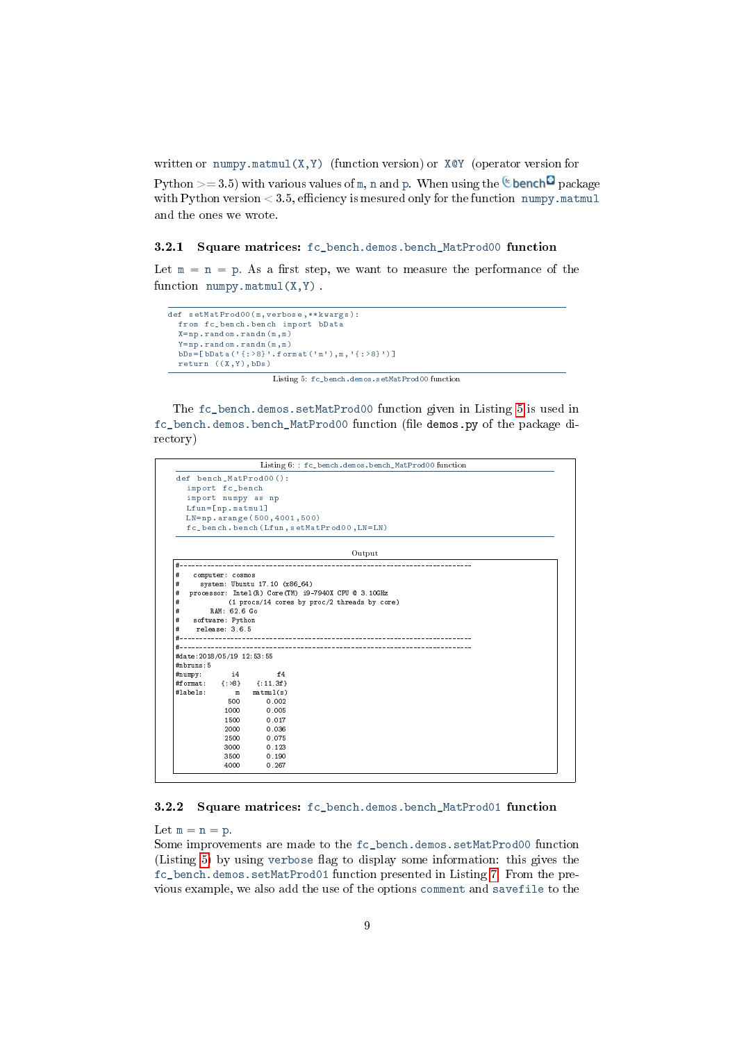written or `numpy.matmul(X,Y)` (function version) or `X@Y` (operator version for Python >= 3.5) with various values of m, n and p. When using the fc-bench package with Python version < 3.5, efficiency is mesured only for the function `numpy.matmul` and the ones we wrote.

### 3.2.1 Square matrices: `fc_bench.demos.bench_MatProd00` function

Let m = n = p. As a first step, we want to measure the performance of the function `numpy.matmul(X,Y)`.

```
def setMatProd00(m,verbose,**kwargs):
  from fc_bench.bench import bData
  X=np.random.randn(m,m)
  Y=np.random.randn(m,m)
  bDs=[bData('{:>8}'.format('m'),m,'{:>8}')]
  return ((X,Y),bDs)
```

Listing 5: `fc_bench.demos.setMatProd00` function

The `fc_bench.demos.setMatProd00` function given in Listing 5 is used in `fc_bench.demos.bench_MatProd00` function (file `demos.py` of the package directory)

Listing 6: : `fc_bench.demos.bench_MatProd00` function

```
def bench_MatProd00():
  import fc_bench
  import numpy as np
  Lfun=[np.matmul]
  LN=np.arange(500,4001,500)
  fc_bench.bench(Lfun,setMatProd00,LN=LN)
```

Output

```
#------------------------------------------------------------------------------
#   computer: cosmos
#     system: Ubuntu 17.10 (x86_64)
#  processor: Intel(R) Core(TM) i9-7940X CPU @ 3.10GHz
#             (1 procs/14 cores by proc/2 threads by core)
#        RAM: 62.6 Go
#   software: Python
#    release: 3.6.5
#------------------------------------------------------------------------------
#------------------------------------------------------------------------------
#date:2018/05/19 12:53:55
#nbruns:5
#numpy:       i4         f4
#format:    {:>8}    {:11.3f}
#labels:       m    matmul(s)
             500      0.002
            1000      0.005
            1500      0.017
            2000      0.036
            2500      0.075
            3000      0.123
            3500      0.190
            4000      0.267
```

### 3.2.2 Square matrices: `fc_bench.demos.bench_MatProd01` function

Let m = n = p.
Some improvements are made to the `fc_bench.demos.setMatProd00` function (Listing 5) by using `verbose` flag to display some information: this gives the `fc_bench.demos.setMatProd01` function presented in Listing 7. From the previous example, we also add the use of the options `comment` and `savefile` to the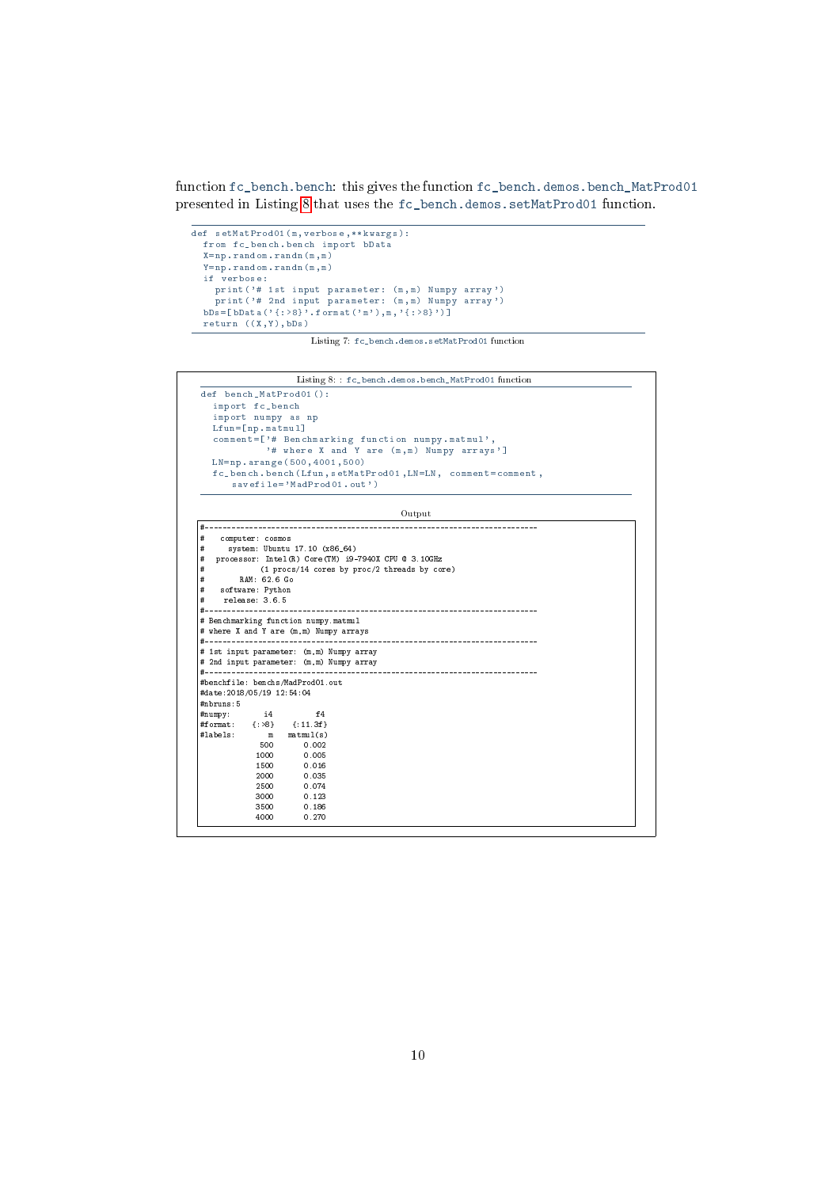function fc_bench.bench: this gives the function fc_bench.demos.bench_MatProd01 presented in Listing 8 that uses the fc_bench.demos.setMatProd01 function.

```
def setMatProd01(m,verbose,**kwargs):
  from fc_bench.bench import bData
  X=np.random.randn(m,m)
  Y=np.random.randn(m,m)
  if verbose:
    print('# 1st input parameter: (m,m) Numpy array')
    print('# 2nd input parameter: (m,m) Numpy array')
  bDs=[bData('{:>8}'.format('m'),m,'{:>8}')]
  return ((X,Y),bDs)
```

Listing 7: fc_bench.demos.setMatProd01 function

Listing 8: : fc_bench.demos.bench_MatProd01 function

```
def bench_MatProd01():
  import fc_bench
  import numpy as np
  Lfun=[np.matmul]
  comment=['# Benchmarking function numpy.matmul',
           '# where X and Y are (m,m) Numpy arrays']
  LN=np.arange(500,4001,500)
  fc_bench.bench(Lfun,setMatProd01,LN=LN, comment=comment,
     savefile='MadProd01.out')
```

Output

```
#---------------------------------------------------------------------------
#   computer: cosmos
#     system: Ubuntu 17.10 (x86_64)
#  processor: Intel(R) Core(TM) i9-7940X CPU @ 3.10GHz
#             (1 procs/14 cores by proc/2 threads by core)
#        RAM: 62.6 Go
#   software: Python
#    release: 3.6.5
#---------------------------------------------------------------------------
# Benchmarking function numpy.matmul
# where X and Y are (m,m) Numpy arrays
#---------------------------------------------------------------------------
# 1st input parameter: (m,m) Numpy array
# 2nd input parameter: (m,m) Numpy array
#---------------------------------------------------------------------------
#benchfile: benchs/MadProd01.out
#date:2018/05/19 12:54:04
#nbruns:5
#numpy:       i4          f4
#format:    {:>8}    {:11.3f}
#labels:       m     matmul(s)
             500       0.002
            1000       0.005
            1500       0.016
            2000       0.035
            2500       0.074
            3000       0.123
            3500       0.186
            4000       0.270
```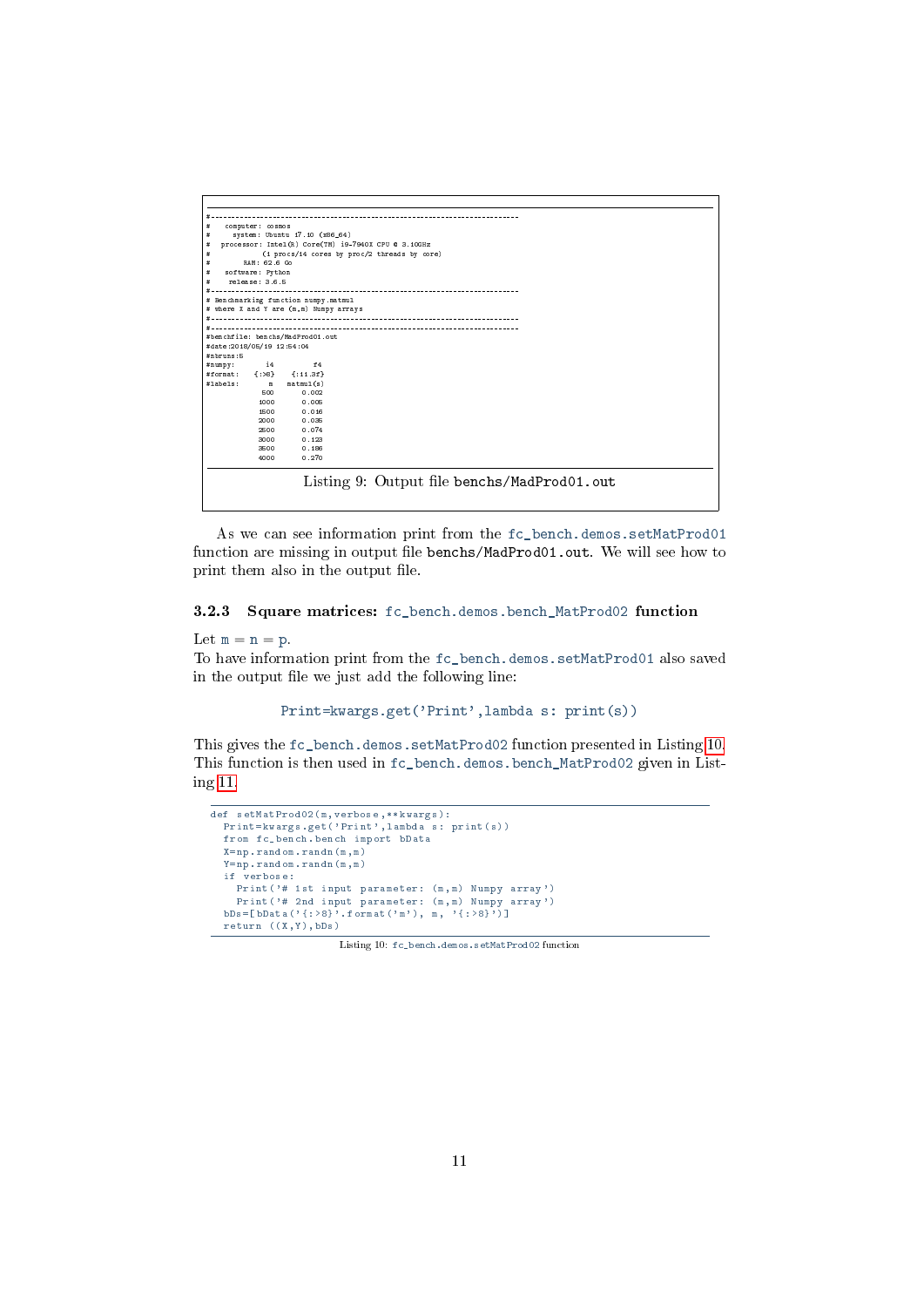```
#----------------------------------------------------------------------------
#   computer: cosmos
#     system: Ubuntu 17.10 (x86_64)
#  processor: Intel(R) Core(TM) i9-7940X CPU @ 3.10GHz
#             (1 procs/14 cores by proc/2 threads by core)
#        RAM: 62.6 Go
#   software: Python
#    release: 3.6.5
#----------------------------------------------------------------------------
# Benchmarking function numpy.matmul
# where X and Y are (m,m) Numpy arrays
#----------------------------------------------------------------------------
#----------------------------------------------------------------------------
#benchfile: benchs/MadProd01.out
#date:2018/05/19 12:54:04
#nbruns:5
#numpy:       i4         f4
#format:    {:>8}    {:11.3f}
#labels:       m    matmul(s)
             500      0.002
            1000      0.005
            1500      0.016
            2000      0.035
            2500      0.074
            3000      0.123
            3500      0.186
            4000      0.270
```

Listing 9: Output file benchs/MadProd01.out

As we can see information print from the fc_bench.demos.setMatProd01 function are missing in output file benchs/MadProd01.out. We will see how to print them also in the output file.

### 3.2.3 Square matrices: fc_bench.demos.bench_MatProd02 function

Let $m = n = p$.
To have information print from the fc_bench.demos.setMatProd01 also saved in the output file we just add the following line:

```
Print=kwargs.get('Print',lambda s: print(s))
```

This gives the fc_bench.demos.setMatProd02 function presented in Listing 10. This function is then used in fc_bench.demos.bench_MatProd02 given in Listing 11.

```
def setMatProd02(m,verbose,**kwargs):
  Print=kwargs.get('Print',lambda s: print(s))
  from fc_bench.bench import bData
  X=np.random.randn(m,m)
  Y=np.random.randn(m,m)
  if verbose:
    Print('# 1st input parameter: (m,m) Numpy array')
    Print('# 2nd input parameter: (m,m) Numpy array')
  bDs=[bData('{:>8}'.format('m'), m, '{:>8}')]
  return ((X,Y),bDs)
```

Listing 10: fc_bench.demos.setMatProd02 function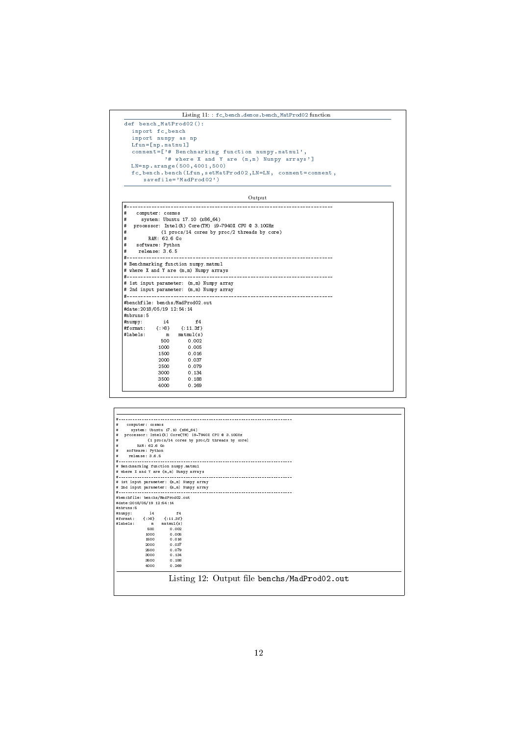Listing 11: : fc_bench.demos.bench_MatProd02 function

```
def bench_MatProd02():
  import fc_bench
  import numpy as np
  Lfun=[np.matmul]
  comment=['# Benchmarking function numpy.matmul',
           '# where X and Y are (m,m) Numpy arrays']
  LN=np.arange(500,4001,500)
  fc_bench.bench(Lfun,setMatProd02,LN=LN, comment=comment,
     savefile='MadProd02')
```

Output

```
#-------------------------------------------------------------------------------
#   computer: cosmos
#     system: Ubuntu 17.10 (x86_64)
#  processor: Intel(R) Core(TM) i9-7940X CPU @ 3.10GHz
#             (1 procs/14 cores by proc/2 threads by core)
#        RAM: 62.6 Go
#   software: Python
#    release: 3.6.5
#-------------------------------------------------------------------------------
# Benchmarking function numpy.matmul
# where X and Y are (m,m) Numpy arrays
#-------------------------------------------------------------------------------
# 1st input parameter: (m,m) Numpy array
# 2nd input parameter: (m,m) Numpy array
#-------------------------------------------------------------------------------
#benchfile: benchs/MadProd02.out
#date:2018/05/19 12:54:14
#nbruns:5
#numpy:         i4          f4
#format:     {:>8}     {:11.3f}
#labels:         m   matmul(s)
               500       0.002
              1000       0.005
              1500       0.016
              2000       0.037
              2500       0.079
              3000       0.134
              3500       0.188
              4000       0.269
```

```
#-------------------------------------------------------------------------------
#   computer: cosmos
#     system: Ubuntu 17.10 (x86_64)
#  processor: Intel(R) Core(TM) i9-7940X CPU @ 3.10GHz
#             (1 procs/14 cores by proc/2 threads by core)
#        RAM: 62.6 Go
#   software: Python
#    release: 3.6.5
#-------------------------------------------------------------------------------
# Benchmarking function numpy.matmul
# where X and Y are (m,m) Numpy arrays
#-------------------------------------------------------------------------------
# 1st input parameter: (m,m) Numpy array
# 2nd input parameter: (m,m) Numpy array
#-------------------------------------------------------------------------------
#benchfile: benchs/MadProd02.out
#date:2018/05/19 12:54:14
#nbruns:5
#numpy:         i4          f4
#format:     {:>8}     {:11.3f}
#labels:         m   matmul(s)
               500       0.002
              1000       0.005
              1500       0.016
              2000       0.037
              2500       0.079
              3000       0.134
              3500       0.188
              4000       0.269
```

Listing 12: Output file `benchs/MadProd02.out`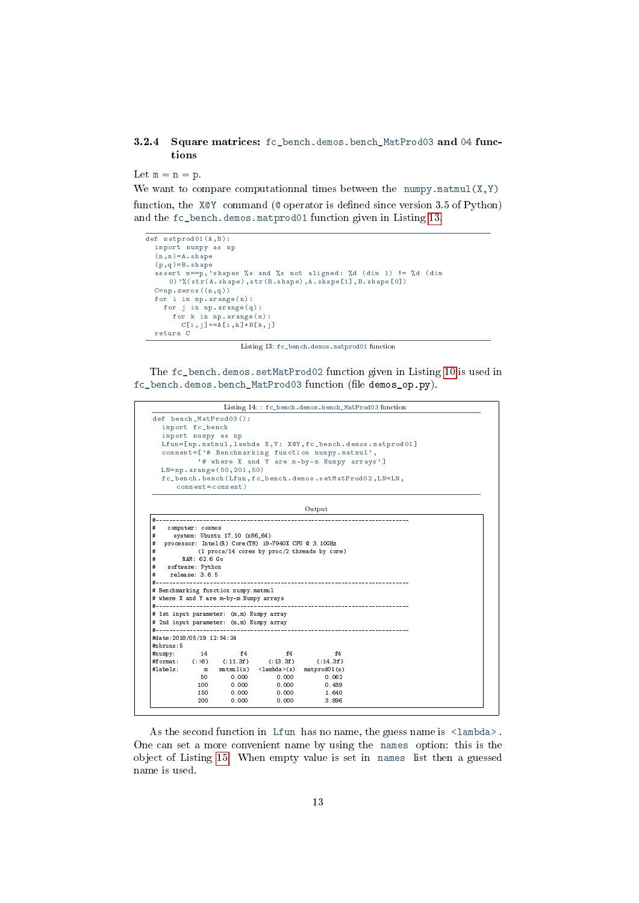### 3.2.4 Square matrices: `fc_bench.demos.bench_MatProd03` and `04` functions

Let $m = n = p$.

We want to compare computationnal times between the `numpy.matmul(X,Y)` function, the `X@Y` command (`@` operator is defined since version 3.5 of Python) and the `fc_bench.demos.matprod01` function given in Listing 13.

```
def matprod01(A,B):
  import numpy as np
  (n,m)=A.shape
  (p,q)=B.shape
  assert m==p,'shapes %s and %s not aligned: %d (dim 1) != %d (dim
     0)'%(str(A.shape),str(B.shape),A.shape[1],B.shape[0])
  C=np.zeros((n,q))
  for i in np.arange(n):
    for j in np.arange(q):
      for k in np.arange(m):
        C[i,j]+=A[i,k]*B[k,j]
  return C
```

Listing 13: `fc_bench.demos.matprod01` function

The `fc_bench.demos.setMatProd02` function given in Listing 10 is used in `fc_bench.demos.bench_MatProd03` function (file `demos_op.py`).

Listing 14: : `fc_bench.demos.bench_MatProd03` function

```
def bench_MatProd03():
  import fc_bench
  import numpy as np
  Lfun=[np.matmul,lambda X,Y: X@Y,fc_bench.demos.matprod01]
  comment=['# Benchmarking function numpy.matmul',
           '# where X and Y are m-by-m Numpy arrays']
  LN=np.arange(50,201,50)
  fc_bench.bench(Lfun,fc_bench.demos.setMatProd02,LN=LN,
     comment=comment)
```

Output

```
#--------------------------------------------------------------------------
#   computer: cosmos
#     system: Ubuntu 17.10 (x86_64)
#  processor: Intel(R) Core(TM) i9-7940X CPU @ 3.10GHz
#             (1 procs/14 cores by proc/2 threads by core)
#        RAM: 62.6 Go
#   software: Python
#    release: 3.6.5
#--------------------------------------------------------------------------
# Benchmarking function numpy.matmul
# where X and Y are m-by-m Numpy arrays
#--------------------------------------------------------------------------
# 1st input parameter: (m,m) Numpy array
# 2nd input parameter: (m,m) Numpy array
#--------------------------------------------------------------------------
#date:2018/05/19 12:54:24
#nbruns:5
#numpy:       i4          f4            f4             f4
#format:    {:>8}    {:11.3f}      {:13.3f}       {:14.3f}
#labels:       m    matmul(s)   <lambda>(s)   matprod01(s)
              50        0.000         0.000          0.062
             100        0.000         0.000          0.489
             150        0.000         0.000          1.640
             200        0.000         0.000          3.896
```

As the second function in `Lfun` has no name, the guess name is `<lambda>`. One can set a more convenient name by using the `names` option: this is the object of Listing 15. When empty value is set in `names` list then a guessed name is used.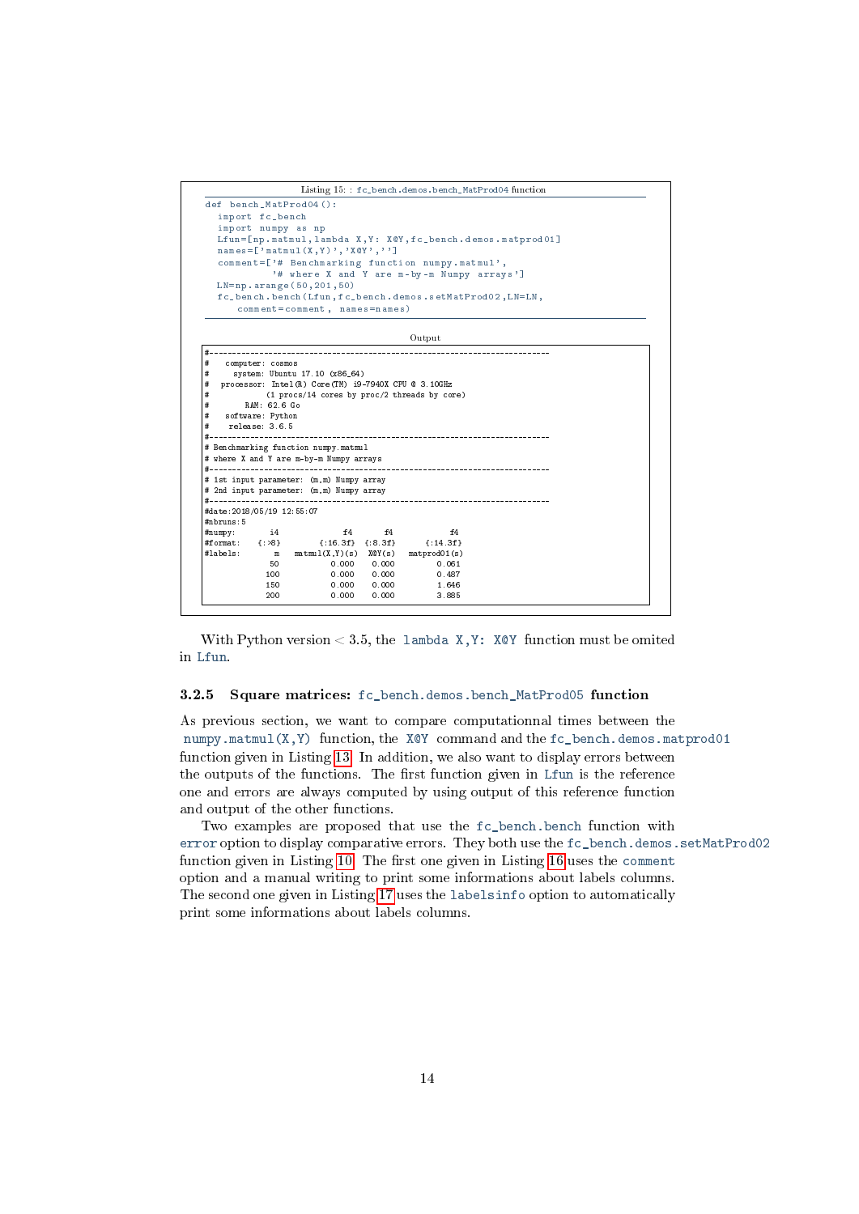Listing 15: : fc_bench.demos.bench_MatProd04 function

```
def bench_MatProd04():
  import fc_bench
  import numpy as np
  Lfun=[np.matmul,lambda X,Y: X@Y,fc_bench.demos.matprod01]
  names=['matmul(X,Y)','X@Y','']
  comment=['# Benchmarking function numpy.matmul',
           '# where X and Y are m-by-m Numpy arrays']
  LN=np.arange(50,201,50)
  fc_bench.bench(Lfun,fc_bench.demos.setMatProd02,LN=LN,
     comment=comment, names=names)
```

Output

```
#------------------------------------------------------------------------------
#   computer: cosmos
#     system: Ubuntu 17.10 (x86_64)
#  processor: Intel(R) Core(TM) i9-7940X CPU @ 3.10GHz
#             (1 procs/14 cores by proc/2 threads by core)
#        RAM: 62.6 Go
#   software: Python
#    release: 3.6.5
#------------------------------------------------------------------------------
# Benchmarking function numpy.matmul
# where X and Y are m-by-m Numpy arrays
#------------------------------------------------------------------------------
# 1st input parameter: (m,m) Numpy array
# 2nd input parameter: (m,m) Numpy array
#------------------------------------------------------------------------------
#date:2018/05/19 12:55:07
#nbruns:5
#numpy:       i4             f4       f4           f4
#format:    {:>8}       {:16.3f}  {:8.3f}      {:14.3f}
#labels:       m   matmul(X,Y)(s)  X@Y(s)   matprod01(s)
              50          0.000    0.000         0.061
             100          0.000    0.000         0.487
             150          0.000    0.000         1.646
             200          0.000    0.000         3.885
```

With Python version $< 3.5$, the `lambda X,Y: X@Y` function must be omited in `Lfun`.

### 3.2.5 Square matrices: fc_bench.demos.bench_MatProd05 function

As previous section, we want to compare computationnal times between the `numpy.matmul(X,Y)` function, the `X@Y` command and the `fc_bench.demos.matprod01` function given in Listing 13. In addition, we also want to display errors between the outputs of the functions. The first function given in `Lfun` is the reference one and errors are always computed by using output of this reference function and output of the other functions.

Two examples are proposed that use the `fc_bench.bench` function with `error` option to display comparative errors. They both use the `fc_bench.demos.setMatProd02` function given in Listing 10. The first one given in Listing 16 uses the `comment` option and a manual writing to print some informations about labels columns. The second one given in Listing 17 uses the `labelsinfo` option to automatically print some informations about labels columns.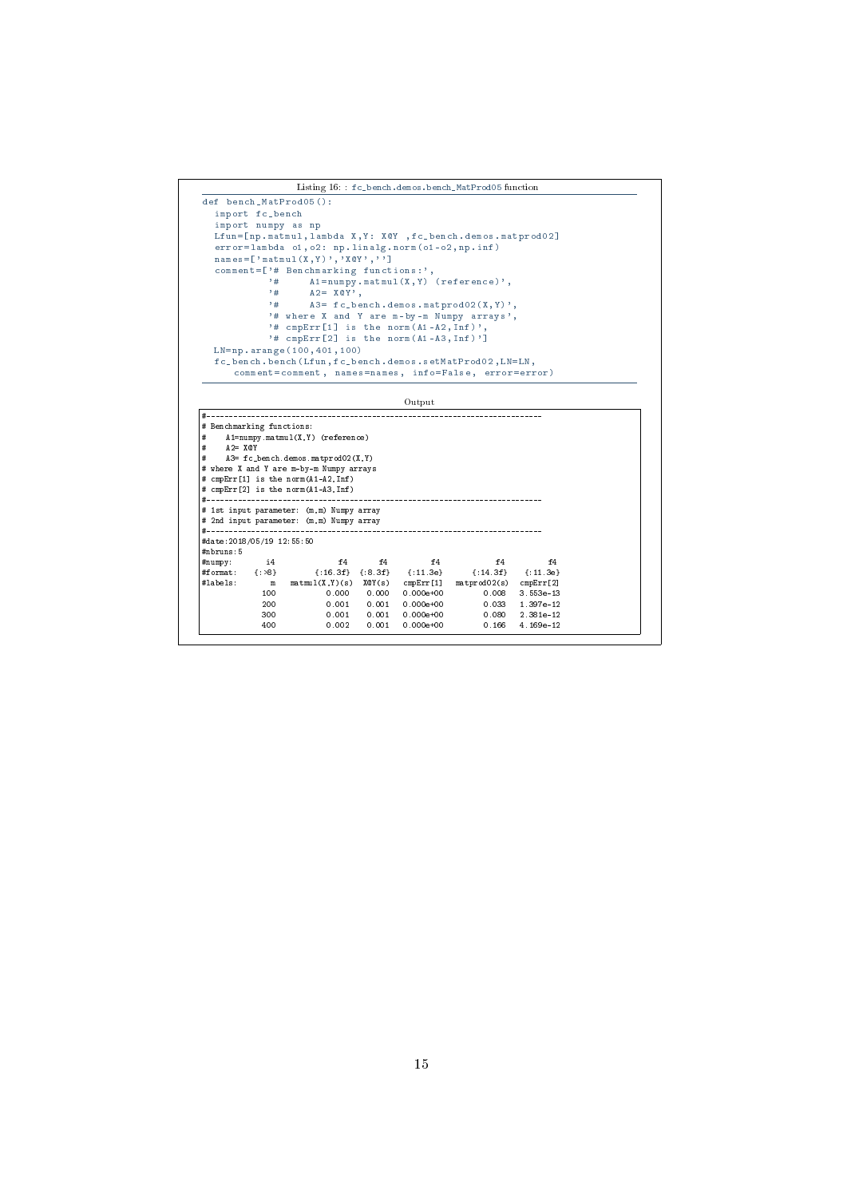Listing 16: : `fc_bench.demos.bench_MatProd05` function

```
def bench_MatProd05():
  import fc_bench
  import numpy as np
  Lfun=[np.matmul,lambda X,Y: X@Y ,fc_bench.demos.matprod02]
  error=lambda o1,o2: np.linalg.norm(o1-o2,np.inf)
  names=['matmul(X,Y)','X@Y','']
  comment=['# Benchmarking functions:',
           '#      A1=numpy.matmul(X,Y) (reference)',
           '#      A2= X@Y',
           '#      A3= fc_bench.demos.matprod02(X,Y)',
           '# where X and Y are m-by-m Numpy arrays',
           '# cmpErr[1] is the norm(A1-A2,Inf)',
           '# cmpErr[2] is the norm(A1-A3,Inf)']
  LN=np.arange(100,401,100)
  fc_bench.bench(Lfun,fc_bench.demos.setMatProd02,LN=LN,
     comment=comment, names=names, info=False, error=error)
```

Output

```
#------------------------------------------------------------------------------
# Benchmarking functions:
#     A1=numpy.matmul(X,Y) (reference)
#     A2= X@Y
#     A3= fc_bench.demos.matprod02(X,Y)
# where X and Y are m-by-m Numpy arrays
# cmpErr[1] is the norm(A1-A2,Inf)
# cmpErr[2] is the norm(A1-A3,Inf)
#------------------------------------------------------------------------------
# 1st input parameter:  (m,m) Numpy array
# 2nd input parameter:  (m,m) Numpy array
#------------------------------------------------------------------------------
#date:2018/05/19 12:55:50
#nbruns:5
#numpy:       i4             f4       f4          f4            f4          f4
#format:    {:>8}       {:16.3f}  {:8.3f}    {:11.3e}      {:14.3f}    {:11.3e}
#labels:       m   matmul(X,Y)(s)  X@Y(s)   cmpErr[1]  matprod02(s)   cmpErr[2]
             100            0.000    0.000   0.000e+00         0.008   3.553e-13
             200            0.001    0.001   0.000e+00         0.033   1.397e-12
             300            0.001    0.001   0.000e+00         0.080   2.381e-12
             400            0.002    0.001   0.000e+00         0.166   4.169e-12
```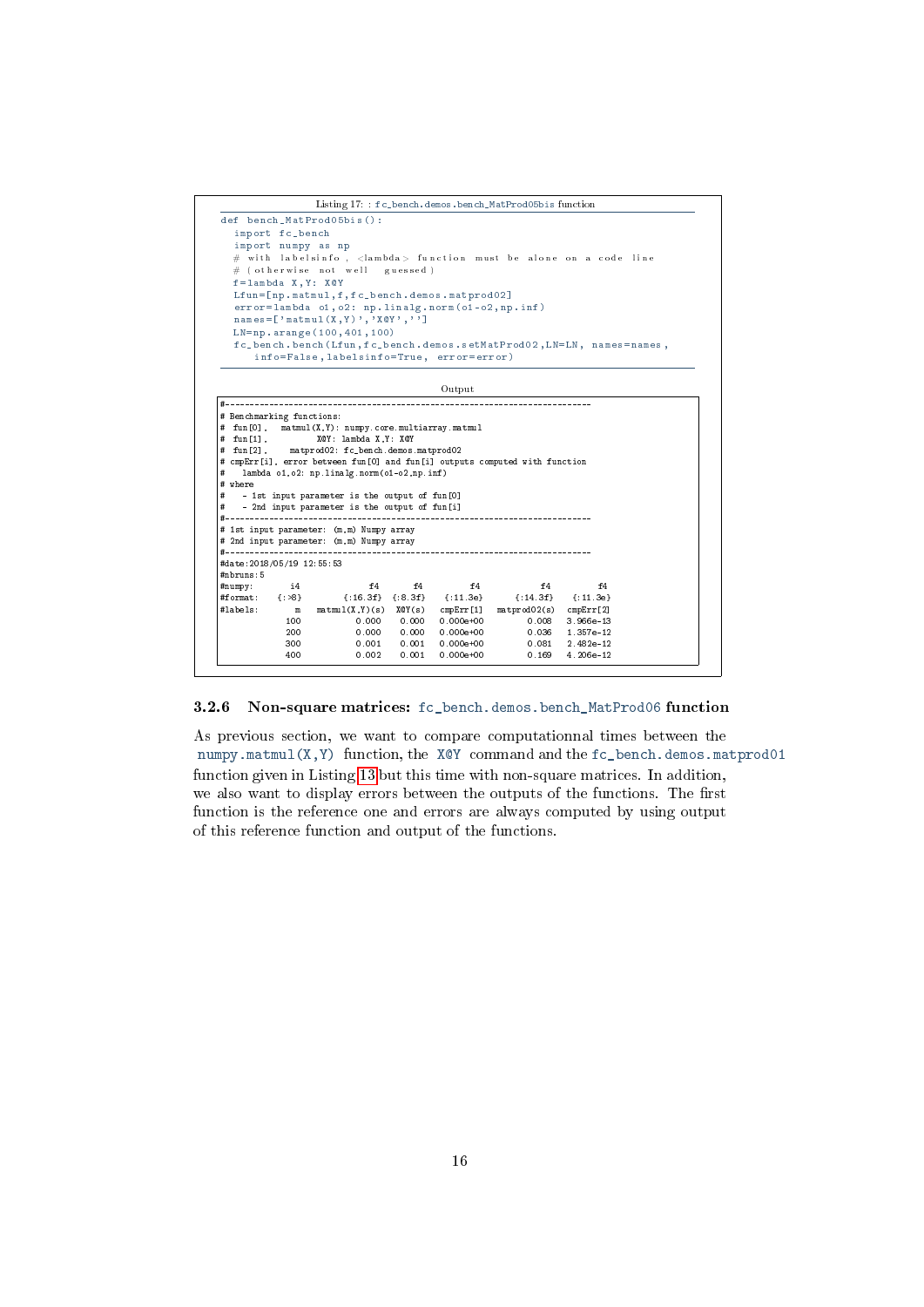Listing 17: : fc_bench.demos.bench_MatProd05bis function

```python
def bench_MatProd05bis():
  import fc_bench
  import numpy as np
  # with labelsinfo, <lambda> function must be alone on a code line
  # (otherwise not well guessed)
  f=lambda X,Y: X@Y
  Lfun=[np.matmul,f,fc_bench.demos.matprod02]
  error=lambda o1,o2: np.linalg.norm(o1-o2,np.inf)
  names=['matmul(X,Y)','X@Y','']
  LN=np.arange(100,401,100)
  fc_bench.bench(Lfun,fc_bench.demos.setMatProd02,LN=LN, names=names,
     info=False,labelsinfo=True, error=error)
```

Output

```
#------------------------------------------------------------------------------
# Benchmarking functions:
# fun[0],   matmul(X,Y): numpy.core.multiarray.matmul
# fun[1],          X@Y: lambda X,Y: X@Y
# fun[2],     matprod02: fc_bench.demos.matprod02
# cmpErr[i], error between fun[0] and fun[i] outputs computed with function
#    lambda o1,o2: np.linalg.norm(o1-o2,np.inf)
# where
#    - 1st input parameter is the output of fun[0]
#    - 2nd input parameter is the output of fun[i]
#------------------------------------------------------------------------------
# 1st input parameter: (m,m) Numpy array
# 2nd input parameter: (m,m) Numpy array
#------------------------------------------------------------------------------
#date:2018/05/19 12:55:53
#nbruns:5
#numpy:       i4            f4        f4          f4           f4          f4
#format:   {:>8}      {:16.3f}  {:8.3f}   {:11.3e}     {:14.3f}    {:11.3e}
#labels:       m   matmul(X,Y)(s)  X@Y(s)   cmpErr[1]  matprod02(s)  cmpErr[2]
             100          0.000    0.000   0.000e+00         0.008   3.966e-13
             200          0.000    0.000   0.000e+00         0.036   1.357e-12
             300          0.001    0.001   0.000e+00         0.081   2.482e-12
             400          0.002    0.001   0.000e+00         0.169   4.206e-12
```

### 3.2.6 Non-square matrices: `fc_bench.demos.bench_MatProd06` function

As previous section, we want to compare computationnal times between the `numpy.matmul(X,Y)` function, the `X@Y` command and the `fc_bench.demos.matprod01` function given in Listing 13 but this time with non-square matrices. In addition, we also want to display errors between the outputs of the functions. The first function is the reference one and errors are always computed by using output of this reference function and output of the functions.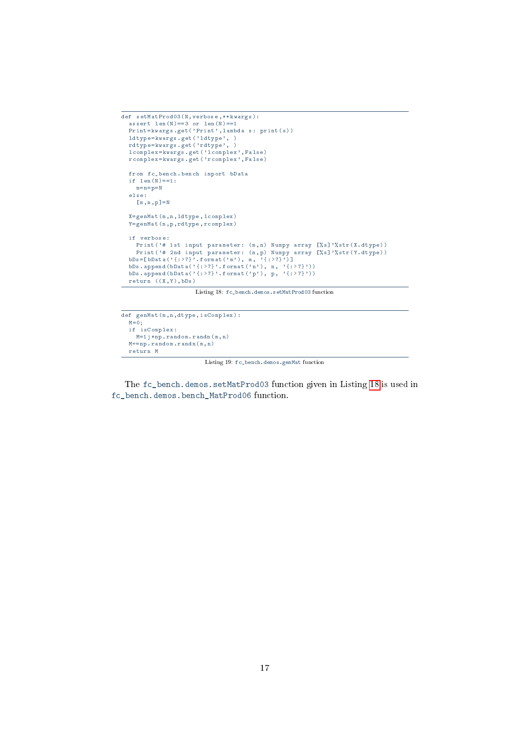```
def setMatProd03(N,verbose,**kwargs):
  assert len(N)==3 or len(N)==1
  Print=kwargs.get('Print',lambda s: print(s))
  ldtype=kwargs.get('ldtype', )
  rdtype=kwargs.get('rdtype', )
  lcomplex=kwargs.get('lcomplex',False)
  rcomplex=kwargs.get('rcomplex',False)

  from fc_bench.bench import bData
  if len(N)==1:
    m=n=p=N
  else:
    [m,n,p]=N

  X=genMat(m,n,ldtype,lcomplex)
  Y=genMat(n,p,rdtype,rcomplex)

  if verbose:
    Print('# 1st input parameter: (m,n) Numpy array [%s]'%str(X.dtype))
    Print('# 2nd input parameter: (n,p) Numpy array [%s]'%str(Y.dtype))
  bDs=[bData('{:>7}'.format('m'), m, '{:>7}')]
  bDs.append(bData('{:>7}'.format('n'), n, '{:>7}'))
  bDs.append(bData('{:>7}'.format('p'), p, '{:>7}'))
  return ((X,Y),bDs)
```

Listing 18: `fc_bench.demos.setMatProd03` function

```
def genMat(m,n,dtype,isComplex):
  M=0;
  if isComplex:
    M=1j*np.random.randn(m,n)
  M+=np.random.randn(m,n)
  return M
```

Listing 19: `fc_bench.demos.genMat` function

The `fc_bench.demos.setMatProd03` function given in Listing 18 is used in `fc_bench.demos.bench_MatProd06` function.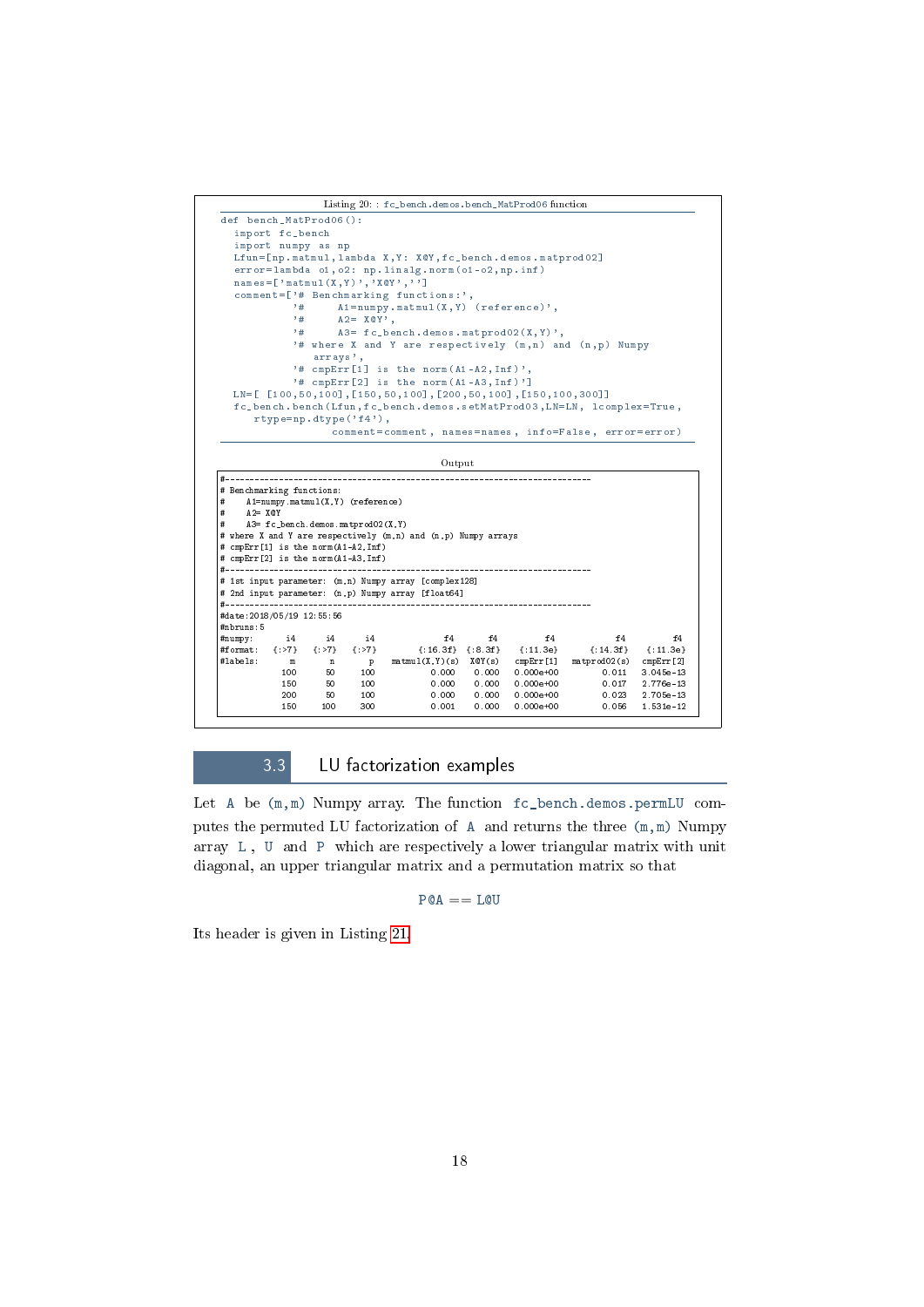Listing 20: : fc_bench.demos.bench_MatProd06 function

```
def bench_MatProd06():
  import fc_bench
  import numpy as np
  Lfun=[np.matmul,lambda X,Y: X@Y,fc_bench.demos.matprod02]
  error=lambda o1,o2: np.linalg.norm(o1-o2,np.inf)
  names=['matmul(X,Y)','X@Y','']
  comment=['# Benchmarking functions:',
           '#      A1=numpy.matmul(X,Y) (reference)',
           '#      A2= X@Y',
           '#      A3= fc_bench.demos.matprod02(X,Y)',
           '# where X and Y are respectively (m,n) and (n,p) Numpy
             arrays',
           '# cmpErr[1] is the norm(A1-A2,Inf)',
           '# cmpErr[2] is the norm(A1-A3,Inf)']
  LN=[ [100,50,100],[150,50,100],[200,50,100],[150,100,300]]
  fc_bench.bench(Lfun,fc_bench.demos.setMatProd03,LN=LN, lcomplex=True,
     rtype=np.dtype('f4'),
                comment=comment, names=names, info=False, error=error)
```

Output

```
#------------------------------------------------------------------------------
# Benchmarking functions:
#      A1=numpy.matmul(X,Y) (reference)
#      A2= X@Y
#      A3= fc_bench.demos.matprod02(X,Y)
# where X and Y are respectively (m,n) and (n,p) Numpy arrays
# cmpErr[1] is the norm(A1-A2,Inf)
# cmpErr[2] is the norm(A1-A3,Inf)
#------------------------------------------------------------------------------
# 1st input parameter: (m,n) Numpy array [complex128]
# 2nd input parameter: (n,p) Numpy array [float64]
#------------------------------------------------------------------------------
#date:2018/05/19 12:55:56
#nbruns:5
#numpy:      i4      i4      i4              f4       f4          f4             f4          f4
#format:  {:>7}   {:>7}   {:>7}        {:16.3f}  {:8.3f}    {:11.3e}       {:14.3f}    {:11.3e}
#labels:      m       n       p  matmul(X,Y)(s)  X@Y(s)   cmpErr[1]  matprod02(s)   cmpErr[2]
            100      50     100           0.000    0.000   0.000e+00          0.011   3.045e-13
            150      50     100           0.000    0.000   0.000e+00          0.017   2.776e-13
            200      50     100           0.000    0.000   0.000e+00          0.023   2.705e-13
            150     100     300           0.001    0.000   0.000e+00          0.056   1.531e-12
```

## 3.3 LU factorization examples

Let `A` be `(m,m)` Numpy array. The function `fc_bench.demos.permLU` computes the permuted LU factorization of `A` and returns the three `(m,m)` Numpy array `L`, `U` and `P` which are respectively a lower triangular matrix with unit diagonal, an upper triangular matrix and a permutation matrix so that

```
P@A == L@U
```

Its header is given in Listing 21.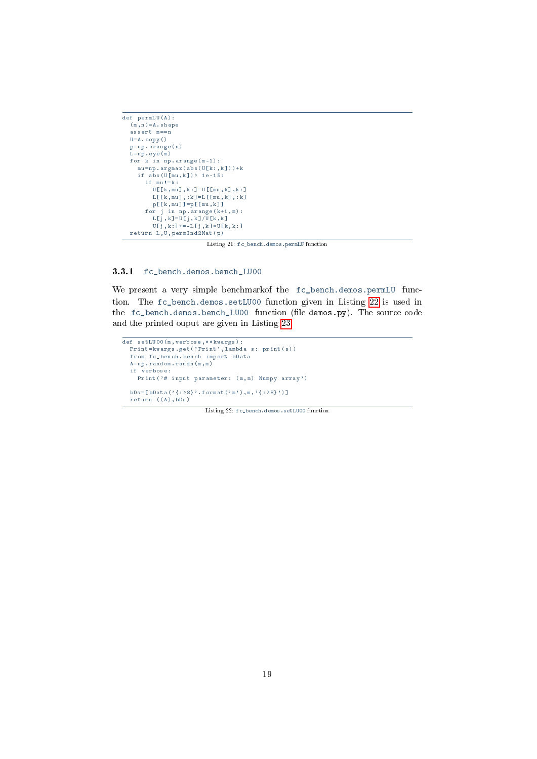```
def permLU(A):
  (m,n)=A.shape
  assert m==n
  U=A.copy()
  p=np.arange(n)
  L=np.eye(m)
  for k in np.arange(m-1):
    mu=np.argmax(abs(U[k:,k]))+k
    if abs(U[mu,k])> 1e-15:
      if mu!=k:
        U[[k,mu],k:]=U[[mu,k],k:]
        L[[k,mu],:k]=L[[mu,k],:k]
        p[[k,mu]]=p[[mu,k]]
      for j in np.arange(k+1,m):
        L[j,k]=U[j,k]/U[k,k]
        U[j,k:]+=-L[j,k]*U[k,k:]
  return L,U,permInd2Mat(p)
```

Listing 21: fc_bench.demos.permLU function

### 3.3.1 fc_bench.demos.bench_LU00

We present a very simple benchmarkof the fc_bench.demos.permLU function. The fc_bench.demos.setLU00 function given in Listing 22 is used in the fc_bench.demos.bench_LU00 function (file demos.py). The source code and the printed ouput are given in Listing 23.

```
def setLU00(m,verbose,**kwargs):
  Print=kwargs.get('Print',lambda s: print(s))
  from fc_bench.bench import bData
  A=np.random.randn(m,m)
  if verbose:
    Print('# input parameter: (m,m) Numpy array')

  bDs=[bData('{:>8}'.format('m'),m,'{:>8}')]
  return ((A),bDs)
```

Listing 22: fc_bench.demos.setLU00 function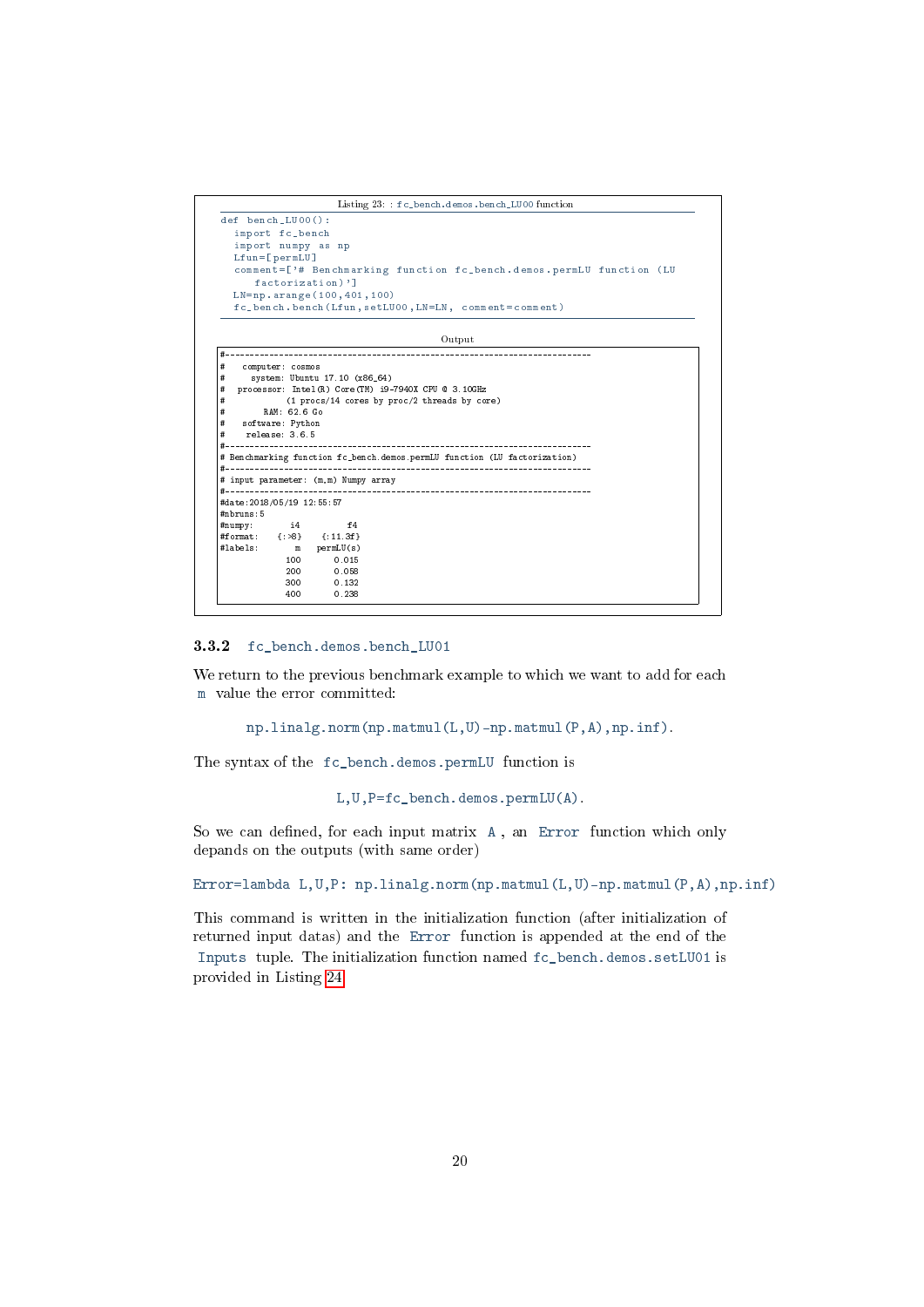Listing 23: : fc_bench.demos.bench_LU00 function

```
def bench_LU00():
  import fc_bench
  import numpy as np
  Lfun=[permLU]
  comment=['# Benchmarking function fc_bench.demos.permLU function (LU
     factorization)']
  LN=np.arange(100,401,100)
  fc_bench.bench(Lfun,setLU00,LN=LN, comment=comment)
```

Output

```
#------------------------------------------------------------------------------
#   computer: cosmos
#     system: Ubuntu 17.10 (x86_64)
#  processor: Intel(R) Core(TM) i9-7940X CPU @ 3.10GHz
#             (1 procs/14 cores by proc/2 threads by core)
#        RAM: 62.6 Go
#   software: Python
#    release: 3.6.5
#------------------------------------------------------------------------------
# Benchmarking function fc_bench.demos.permLU function (LU factorization)
#------------------------------------------------------------------------------
# input parameter: (m,m) Numpy array
#------------------------------------------------------------------------------
#date:2018/05/19 12:55:57
#nbruns:5
#numpy:       i4         f4
#format:    {:>8}    {:11.3f}
#labels:       m   permLU(s)
             100      0.015
             200      0.058
             300      0.132
             400      0.238
```

### 3.3.2 `fc_bench.demos.bench_LU01`

We return to the previous benchmark example to which we want to add for each `m` value the error committed:

```
np.linalg.norm(np.matmul(L,U)-np.matmul(P,A),np.inf).
```

The syntax of the `fc_bench.demos.permLU` function is

```
L,U,P=fc_bench.demos.permLU(A).
```

So we can defined, for each input matrix `A`, an `Error` function which only depends on the outputs (with same order)

```
Error=lambda L,U,P: np.linalg.norm(np.matmul(L,U)-np.matmul(P,A),np.inf)
```

This command is written in the initialization function (after initialization of returned input datas) and the `Error` function is appended at the end of the `Inputs` tuple. The initialization function named `fc_bench.demos.setLU01` is provided in Listing 24.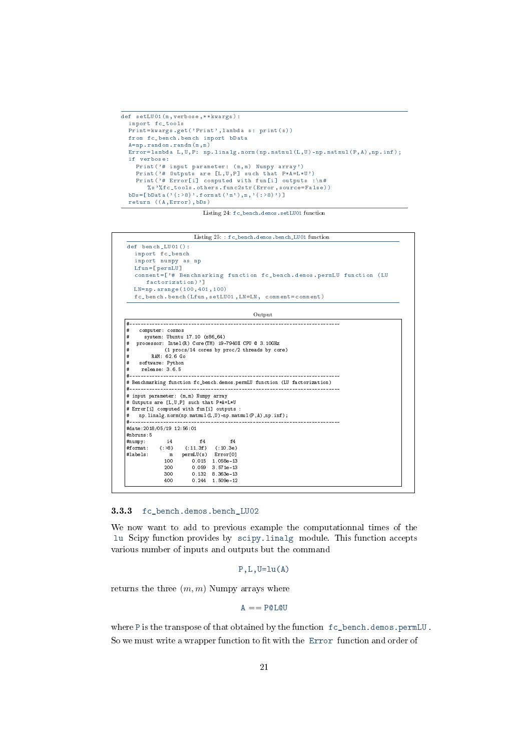```
def setLU01(m,verbose,**kwargs):
  import fc_tools
  Print=kwargs.get('Print',lambda s: print(s))
  from fc_bench.bench import bData
  A=np.random.randn(m,m)
  Error=lambda L,U,P: np.linalg.norm(np.matmul(L,U)-np.matmul(P,A),np.inf);
  if verbose:
    Print('# input parameter: (m,m) Numpy array')
    Print('# Outputs are [L,U,P] such that P*A=L*U')
    Print('# Error[i] computed with fun[i] outputs :\n#
       %s'%fc_tools.others.func2str(Error,source=False))
  bDs=[bData('{:>8}'.format('m'),m,'{:>8}')]
  return ((A,Error),bDs)
```

Listing 24: `fc_bench.demos.setLU01` function

Listing 25: : `fc_bench.demos.bench_LU01` function

```
def bench_LU01():
  import fc_bench
  import numpy as np
  Lfun=[permLU]
  comment=['# Benchmarking function fc_bench.demos.permLU function (LU
     factorization)']
  LN=np.arange(100,401,100)
  fc_bench.bench(Lfun,setLU01,LN=LN, comment=comment)
```

Output

```
#------------------------------------------------------------------------------
#    computer: cosmos
#      system: Ubuntu 17.10 (x86_64)
#   processor: Intel(R) Core(TM) i9-7940X CPU @ 3.10GHz
#              (1 procs/14 cores by proc/2 threads by core)
#         RAM: 62.6 Go
#    software: Python
#     release: 3.6.5
#------------------------------------------------------------------------------
# Benchmarking function fc_bench.demos.permLU function (LU factorization)
#------------------------------------------------------------------------------
# input parameter: (m,m) Numpy array
# Outputs are [L,U,P] such that P*A=L*U
# Error[i] computed with fun[i] outputs :
#    np.linalg.norm(np.matmul(L,U)-np.matmul(P,A),np.inf);
#------------------------------------------------------------------------------
#date:2018/05/19 12:56:01
#nbruns:5
#numpy:       i4          f4          f4
#format:    {:>8}    {:11.3f}   {:10.3e}
#labels:       m    permLU(s)   Error[0]
             100        0.015  1.058e-13
             200        0.059  3.571e-13
             300        0.132  8.363e-13
             400        0.244  1.509e-12
```

### 3.3.3 `fc_bench.demos.bench_LU02`

We now want to add to previous example the computationnal times of the `lu` Scipy function provides by `scipy.linalg` module. This function accepts various number of inputs and outputs but the command

`P,L,U=lu(A)`

returns the three $(m, m)$ Numpy arrays where

`A == P@L@U`

where `P` is the transpose of that obtained by the function `fc_bench.demos.permLU`. So we must write a wrapper function to fit with the `Error` function and order of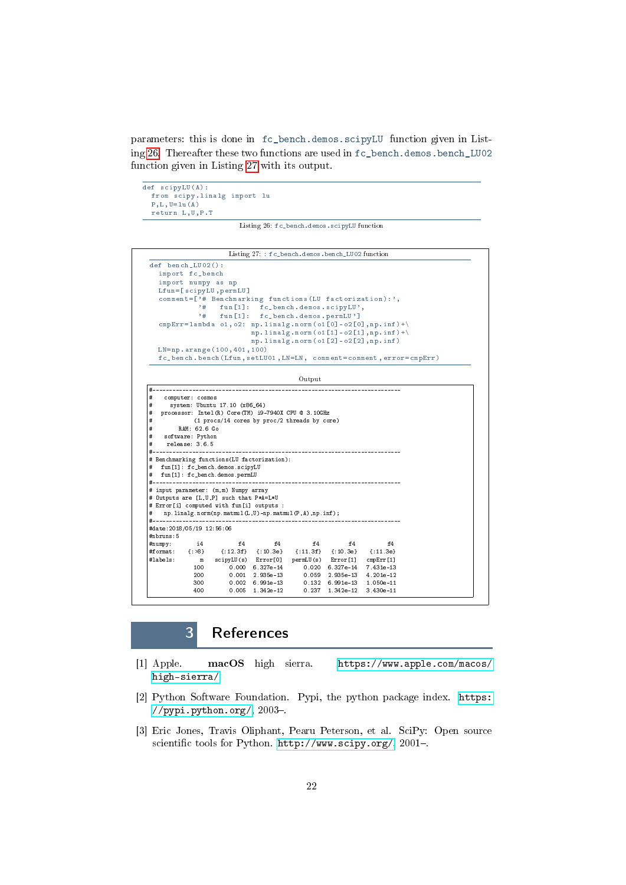parameters: this is done in `fc_bench.demos.scipyLU` function given in Listing 26. Thereafter these two functions are used in `fc_bench.demos.bench_LU02` function given in Listing 27 with its output.

```
def scipyLU(A):
  from scipy.linalg import lu
  P,L,U=lu(A)
  return L,U,P.T
```

Listing 26: `fc_bench.demos.scipyLU` function

Listing 27: : `fc_bench.demos.bench_LU02` function

```
def bench_LU02():
  import fc_bench
  import numpy as np
  Lfun=[scipyLU,permLU]
  comment=['# Benchmarking functions(LU factorization):',
           '#   fun[1]:  fc_bench.demos.scipyLU',
           '#   fun[1]:  fc_bench.demos.permLU']
  cmpErr=lambda o1,o2: np.linalg.norm(o1[0]-o2[0],np.inf)+\
                       np.linalg.norm(o1[1]-o2[1],np.inf)+\
                       np.linalg.norm(o1[2]-o2[2],np.inf)
  LN=np.arange(100,401,100)
  fc_bench.bench(Lfun,setLU01,LN=LN, comment=comment,error=cmpErr)
```

Output

```
#------------------------------------------------------------------------------
#   computer: cosmos
#     system: Ubuntu 17.10 (x86_64)
#  processor: Intel(R) Core(TM) i9-7940X CPU @ 3.10GHz
#             (1 procs/14 cores by proc/2 threads by core)
#        RAM: 62.6 Go
#   software: Python
#    release: 3.6.5
#------------------------------------------------------------------------------
# Benchmarking functions(LU factorization):
#   fun[1]: fc_bench.demos.scipyLU
#   fun[1]: fc_bench.demos.permLU
#------------------------------------------------------------------------------
# input parameter: (m,m) Numpy array
# Outputs are [L,U,P] such that P*A=L*U
# Error[i] computed with fun[i] outputs :
#   np.linalg.norm(np.matmul(L,U)-np.matmul(P,A),np.inf);
#------------------------------------------------------------------------------
#date:2018/05/19 12:56:06
#nbruns:5
#numpy:       i4          f4         f4          f4         f4          f4
#format:   {:>8}    {:12.3f}   {:10.3e}   {:11.3f}   {:10.3e}   {:11.3e}
#labels:       m   scipyLU(s)  Error[0]   permLU(s)   Error[1]   cmpErr[1]
             100        0.000  6.327e-14       0.020  6.327e-14   7.431e-13
             200        0.001  2.935e-13       0.059  2.935e-13   4.201e-12
             300        0.002  6.991e-13       0.132  6.991e-13   1.050e-11
             400        0.005  1.342e-12       0.237  1.342e-12   3.430e-11
```

# 3 References

[1] Apple. **macOS** high sierra. https://www.apple.com/macos/high-sierra/

[2] Python Software Foundation. Pypi, the python package index. https://pypi.python.org/, 2003–.

[3] Eric Jones, Travis Oliphant, Pearu Peterson, et al. SciPy: Open source scientific tools for Python. http://www.scipy.org/, 2001–.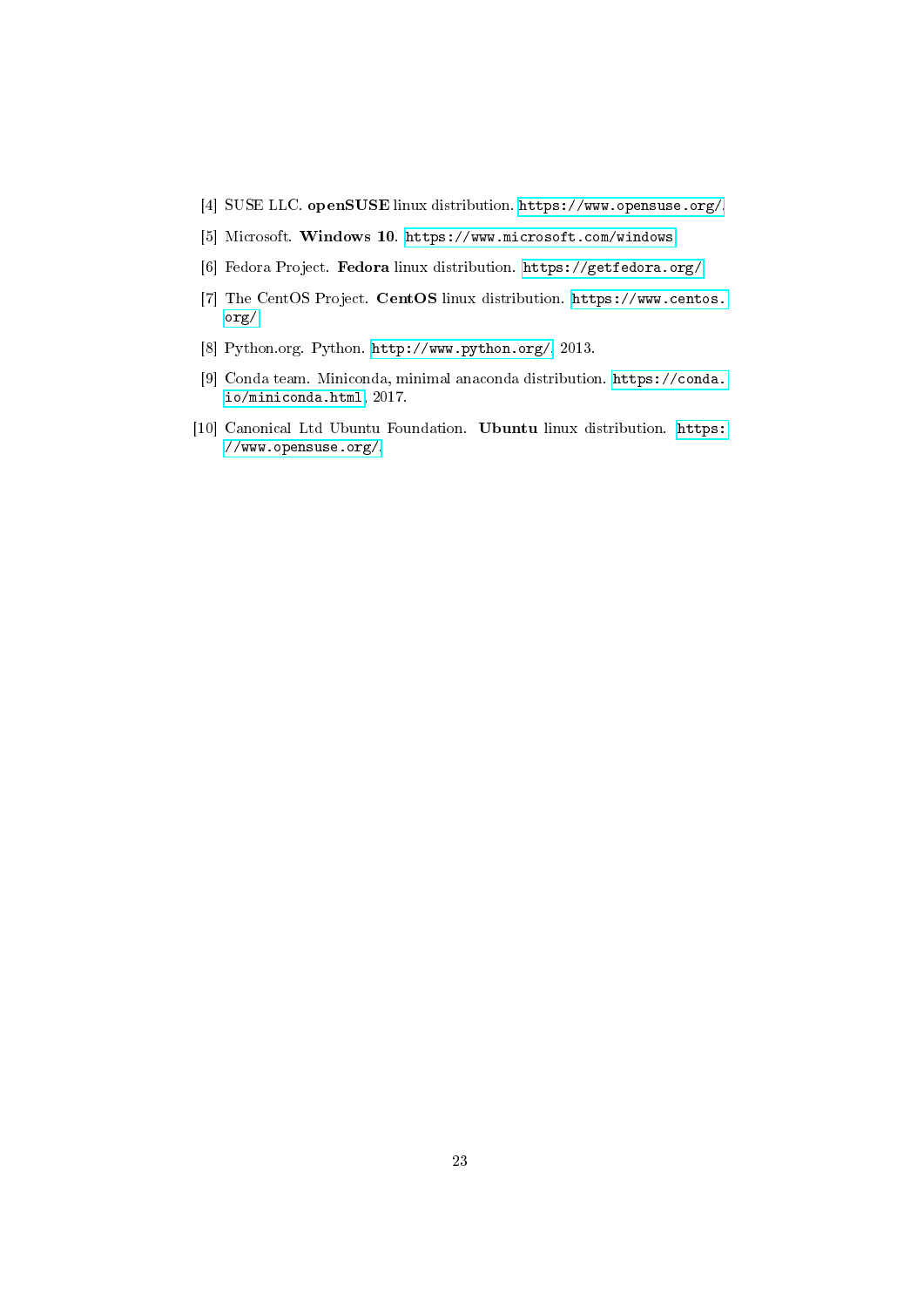[4] SUSE LLC. **openSUSE** linux distribution. https://www.opensuse.org/.

[5] Microsoft. **Windows 10**. https://www.microsoft.com/windows.

[6] Fedora Project. **Fedora** linux distribution. https://getfedora.org/.

[7] The CentOS Project. **CentOS** linux distribution. https://www.centos.org/.

[8] Python.org. Python. http://www.python.org/, 2013.

[9] Conda team. Miniconda, minimal anaconda distribution. https://conda.io/miniconda.html, 2017.

[10] Canonical Ltd Ubuntu Foundation. **Ubuntu** linux distribution. https://www.opensuse.org/.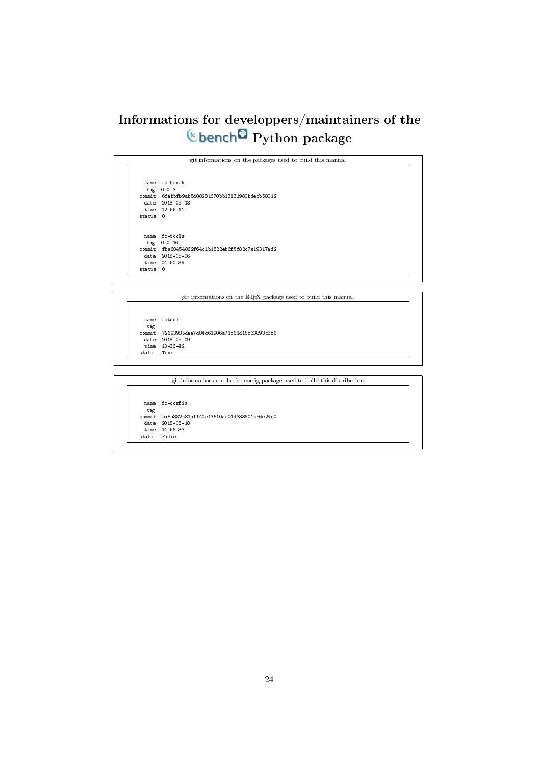# Informations for developpers/maintainers of the fc bench Python package

git informations on the packages used to build this manual

```
  name: fc-bench
   tag: 0.0.3
commit: 6fabbfb9ab5d08281670bb13131980bdecb58012
  date: 2018-05-18
  time: 12-55-12
status: 0


  name: fc-tools
   tag: 0.0.16
commit: fbe68454862f64c1b1822eb6f5f82c7e19317ad2
  date: 2018-05-06
  time: 04-50-39
status: 0
```

git informations on the LaTeX package used to build this manual

```
  name: fctools
   tag:
commit: 72693985daa7d84c61906a71c61d15f33893c3f6
  date: 2018-05-09
  time: 13-36-42
status: True
```

git informations on the fc_config package used to build this distribution

```
  name: fc-config
   tag:
commit: ba8a882c81aff40e13610ae04d333602c56e29c0
  date: 2018-05-18
  time: 14-56-33
status: False
```